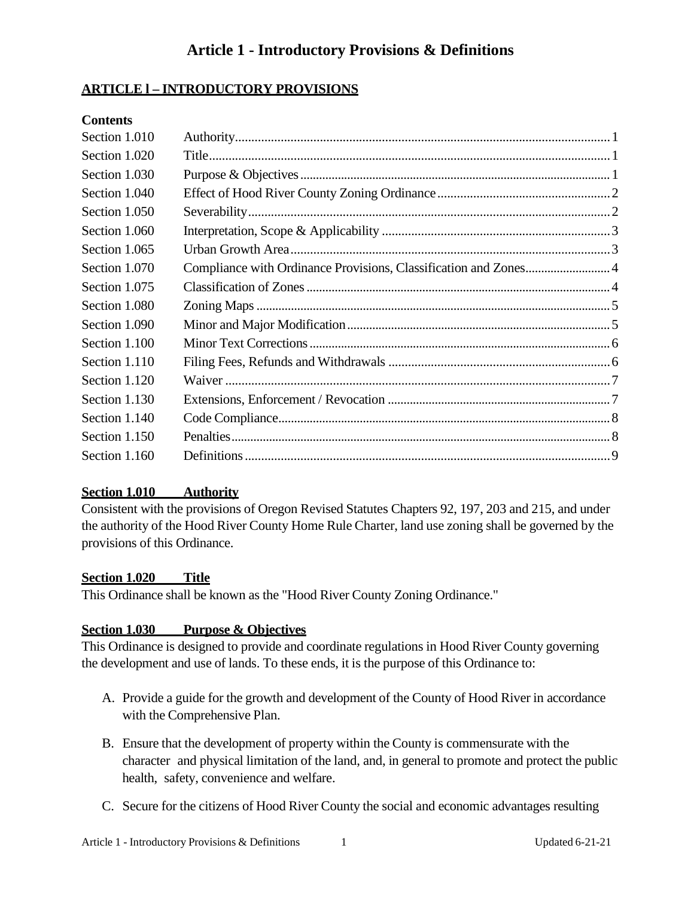# Article 1 - Introductory Provisions & Definitions

## ARTICLE l – INTRODUCTORY PROVISIONS

**Contents**

| | | |
|---|---|---|
| Section 1.010 | Authority | 1 |
| Section 1.020 | Title | 1 |
| Section 1.030 | Purpose & Objectives | 1 |
| Section 1.040 | Effect of Hood River County Zoning Ordinance | 2 |
| Section 1.050 | Severability | 2 |
| Section 1.060 | Interpretation, Scope & Applicability | 3 |
| Section 1.065 | Urban Growth Area | 3 |
| Section 1.070 | Compliance with Ordinance Provisions, Classification and Zones | 4 |
| Section 1.075 | Classification of Zones | 4 |
| Section 1.080 | Zoning Maps | 5 |
| Section 1.090 | Minor and Major Modification | 5 |
| Section 1.100 | Minor Text Corrections | 6 |
| Section 1.110 | Filing Fees, Refunds and Withdrawals | 6 |
| Section 1.120 | Waiver | 7 |
| Section 1.130 | Extensions, Enforcement / Revocation | 7 |
| Section 1.140 | Code Compliance | 8 |
| Section 1.150 | Penalties | 8 |
| Section 1.160 | Definitions | 9 |

### Section 1.010 Authority

Consistent with the provisions of Oregon Revised Statutes Chapters 92, 197, 203 and 215, and under the authority of the Hood River County Home Rule Charter, land use zoning shall be governed by the provisions of this Ordinance.

### Section 1.020 Title

This Ordinance shall be known as the "Hood River County Zoning Ordinance."

### Section 1.030 Purpose & Objectives

This Ordinance is designed to provide and coordinate regulations in Hood River County governing the development and use of lands. To these ends, it is the purpose of this Ordinance to:

A. Provide a guide for the growth and development of the County of Hood River in accordance with the Comprehensive Plan.

B. Ensure that the development of property within the County is commensurate with the character and physical limitation of the land, and, in general to promote and protect the public health, safety, convenience and welfare.

C. Secure for the citizens of Hood River County the social and economic advantages resulting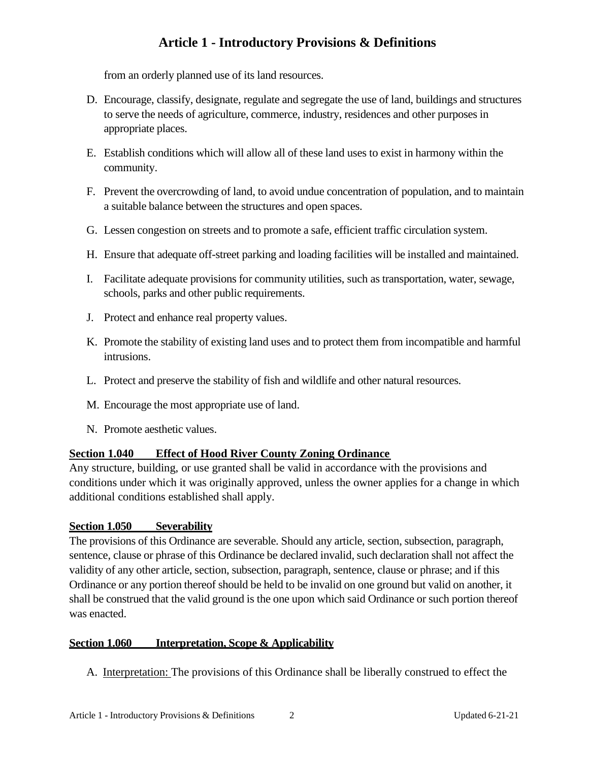from an orderly planned use of its land resources.

D. Encourage, classify, designate, regulate and segregate the use of land, buildings and structures to serve the needs of agriculture, commerce, industry, residences and other purposes in appropriate places.

E. Establish conditions which will allow all of these land uses to exist in harmony within the community.

F. Prevent the overcrowding of land, to avoid undue concentration of population, and to maintain a suitable balance between the structures and open spaces.

G. Lessen congestion on streets and to promote a safe, efficient traffic circulation system.

H. Ensure that adequate off-street parking and loading facilities will be installed and maintained.

I. Facilitate adequate provisions for community utilities, such as transportation, water, sewage, schools, parks and other public requirements.

J. Protect and enhance real property values.

K. Promote the stability of existing land uses and to protect them from incompatible and harmful intrusions.

L. Protect and preserve the stability of fish and wildlife and other natural resources.

M. Encourage the most appropriate use of land.

N. Promote aesthetic values.

### Section 1.040 Effect of Hood River County Zoning Ordinance

Any structure, building, or use granted shall be valid in accordance with the provisions and conditions under which it was originally approved, unless the owner applies for a change in which additional conditions established shall apply.

### Section 1.050 Severability

The provisions of this Ordinance are severable. Should any article, section, subsection, paragraph, sentence, clause or phrase of this Ordinance be declared invalid, such declaration shall not affect the validity of any other article, section, subsection, paragraph, sentence, clause or phrase; and if this Ordinance or any portion thereof should be held to be invalid on one ground but valid on another, it shall be construed that the valid ground is the one upon which said Ordinance or such portion thereof was enacted.

### Section 1.060 Interpretation, Scope & Applicability

A. Interpretation: The provisions of this Ordinance shall be liberally construed to effect the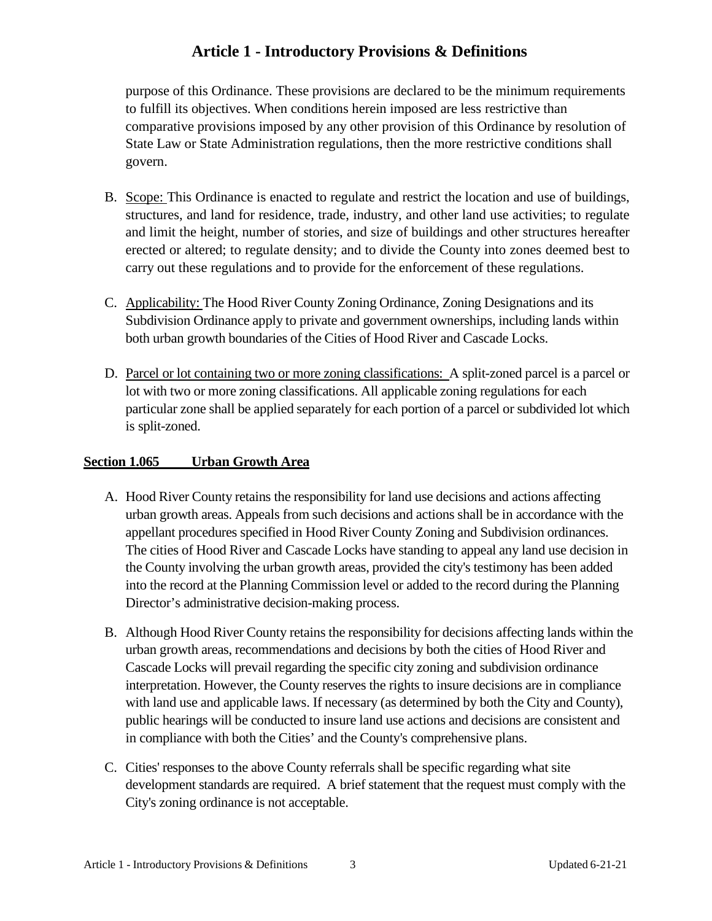purpose of this Ordinance. These provisions are declared to be the minimum requirements to fulfill its objectives. When conditions herein imposed are less restrictive than comparative provisions imposed by any other provision of this Ordinance by resolution of State Law or State Administration regulations, then the more restrictive conditions shall govern.

B. Scope: This Ordinance is enacted to regulate and restrict the location and use of buildings, structures, and land for residence, trade, industry, and other land use activities; to regulate and limit the height, number of stories, and size of buildings and other structures hereafter erected or altered; to regulate density; and to divide the County into zones deemed best to carry out these regulations and to provide for the enforcement of these regulations.

C. Applicability: The Hood River County Zoning Ordinance, Zoning Designations and its Subdivision Ordinance apply to private and government ownerships, including lands within both urban growth boundaries of the Cities of Hood River and Cascade Locks.

D. Parcel or lot containing two or more zoning classifications: A split-zoned parcel is a parcel or lot with two or more zoning classifications. All applicable zoning regulations for each particular zone shall be applied separately for each portion of a parcel or subdivided lot which is split-zoned.

## Section 1.065 Urban Growth Area

A. Hood River County retains the responsibility for land use decisions and actions affecting urban growth areas. Appeals from such decisions and actions shall be in accordance with the appellant procedures specified in Hood River County Zoning and Subdivision ordinances. The cities of Hood River and Cascade Locks have standing to appeal any land use decision in the County involving the urban growth areas, provided the city's testimony has been added into the record at the Planning Commission level or added to the record during the Planning Director's administrative decision-making process.

B. Although Hood River County retains the responsibility for decisions affecting lands within the urban growth areas, recommendations and decisions by both the cities of Hood River and Cascade Locks will prevail regarding the specific city zoning and subdivision ordinance interpretation. However, the County reserves the rights to insure decisions are in compliance with land use and applicable laws. If necessary (as determined by both the City and County), public hearings will be conducted to insure land use actions and decisions are consistent and in compliance with both the Cities' and the County's comprehensive plans.

C. Cities' responses to the above County referrals shall be specific regarding what site development standards are required. A brief statement that the request must comply with the City's zoning ordinance is not acceptable.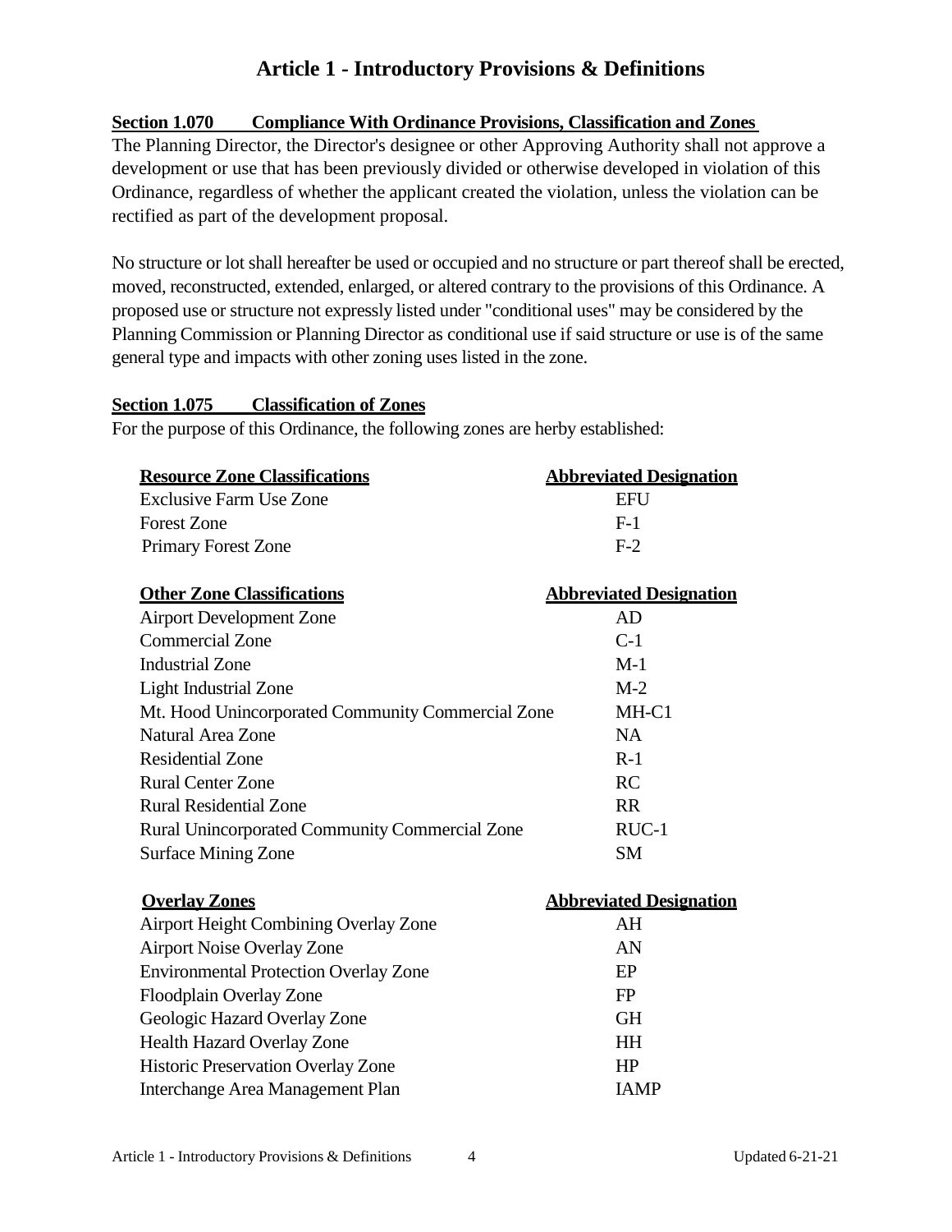# Article 1 - Introductory Provisions & Definitions

**Section 1.070 Compliance With Ordinance Provisions, Classification and Zones**

The Planning Director, the Director's designee or other Approving Authority shall not approve a development or use that has been previously divided or otherwise developed in violation of this Ordinance, regardless of whether the applicant created the violation, unless the violation can be rectified as part of the development proposal.

No structure or lot shall hereafter be used or occupied and no structure or part thereof shall be erected, moved, reconstructed, extended, enlarged, or altered contrary to the provisions of this Ordinance. A proposed use or structure not expressly listed under "conditional uses" may be considered by the Planning Commission or Planning Director as conditional use if said structure or use is of the same general type and impacts with other zoning uses listed in the zone.

**Section 1.075 Classification of Zones**

For the purpose of this Ordinance, the following zones are herby established:

| Resource Zone Classifications | Abbreviated Designation |
|---|---|
| Exclusive Farm Use Zone | EFU |
| Forest Zone | F-1 |
| Primary Forest Zone | F-2 |

| Other Zone Classifications | Abbreviated Designation |
|---|---|
| Airport Development Zone | AD |
| Commercial Zone | C-1 |
| Industrial Zone | M-1 |
| Light Industrial Zone | M-2 |
| Mt. Hood Unincorporated Community Commercial Zone | MH-C1 |
| Natural Area Zone | NA |
| Residential Zone | R-1 |
| Rural Center Zone | RC |
| Rural Residential Zone | RR |
| Rural Unincorporated Community Commercial Zone | RUC-1 |
| Surface Mining Zone | SM |

| Overlay Zones | Abbreviated Designation |
|---|---|
| Airport Height Combining Overlay Zone | AH |
| Airport Noise Overlay Zone | AN |
| Environmental Protection Overlay Zone | EP |
| Floodplain Overlay Zone | FP |
| Geologic Hazard Overlay Zone | GH |
| Health Hazard Overlay Zone | HH |
| Historic Preservation Overlay Zone | HP |
| Interchange Area Management Plan | IAMP |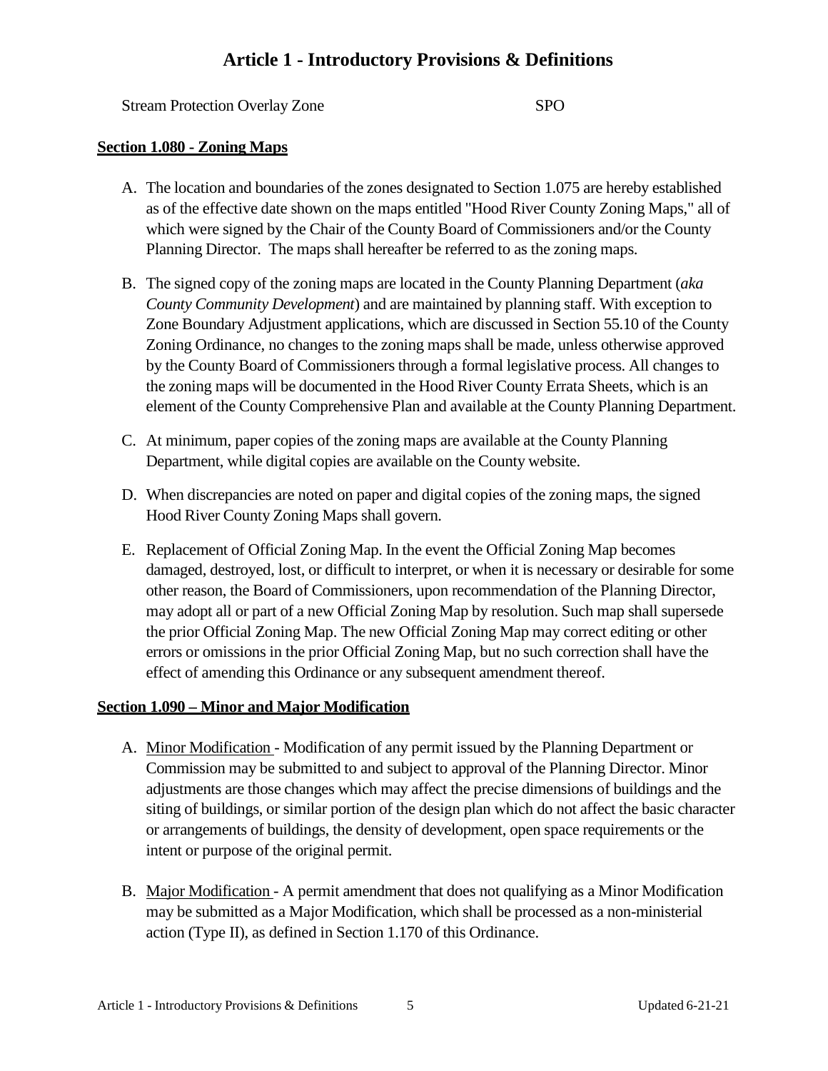| Stream Protection Overlay Zone | SPO |
|---|---|

**Section 1.080 - Zoning Maps**

A. The location and boundaries of the zones designated to Section 1.075 are hereby established as of the effective date shown on the maps entitled "Hood River County Zoning Maps," all of which were signed by the Chair of the County Board of Commissioners and/or the County Planning Director. The maps shall hereafter be referred to as the zoning maps.

B. The signed copy of the zoning maps are located in the County Planning Department (*aka County Community Development*) and are maintained by planning staff. With exception to Zone Boundary Adjustment applications, which are discussed in Section 55.10 of the County Zoning Ordinance, no changes to the zoning maps shall be made, unless otherwise approved by the County Board of Commissioners through a formal legislative process. All changes to the zoning maps will be documented in the Hood River County Errata Sheets, which is an element of the County Comprehensive Plan and available at the County Planning Department.

C. At minimum, paper copies of the zoning maps are available at the County Planning Department, while digital copies are available on the County website.

D. When discrepancies are noted on paper and digital copies of the zoning maps, the signed Hood River County Zoning Maps shall govern.

E. Replacement of Official Zoning Map. In the event the Official Zoning Map becomes damaged, destroyed, lost, or difficult to interpret, or when it is necessary or desirable for some other reason, the Board of Commissioners, upon recommendation of the Planning Director, may adopt all or part of a new Official Zoning Map by resolution. Such map shall supersede the prior Official Zoning Map. The new Official Zoning Map may correct editing or other errors or omissions in the prior Official Zoning Map, but no such correction shall have the effect of amending this Ordinance or any subsequent amendment thereof.

**Section 1.090 – Minor and Major Modification**

A. Minor Modification - Modification of any permit issued by the Planning Department or Commission may be submitted to and subject to approval of the Planning Director. Minor adjustments are those changes which may affect the precise dimensions of buildings and the siting of buildings, or similar portion of the design plan which do not affect the basic character or arrangements of buildings, the density of development, open space requirements or the intent or purpose of the original permit.

B. Major Modification - A permit amendment that does not qualifying as a Minor Modification may be submitted as a Major Modification, which shall be processed as a non-ministerial action (Type II), as defined in Section 1.170 of this Ordinance.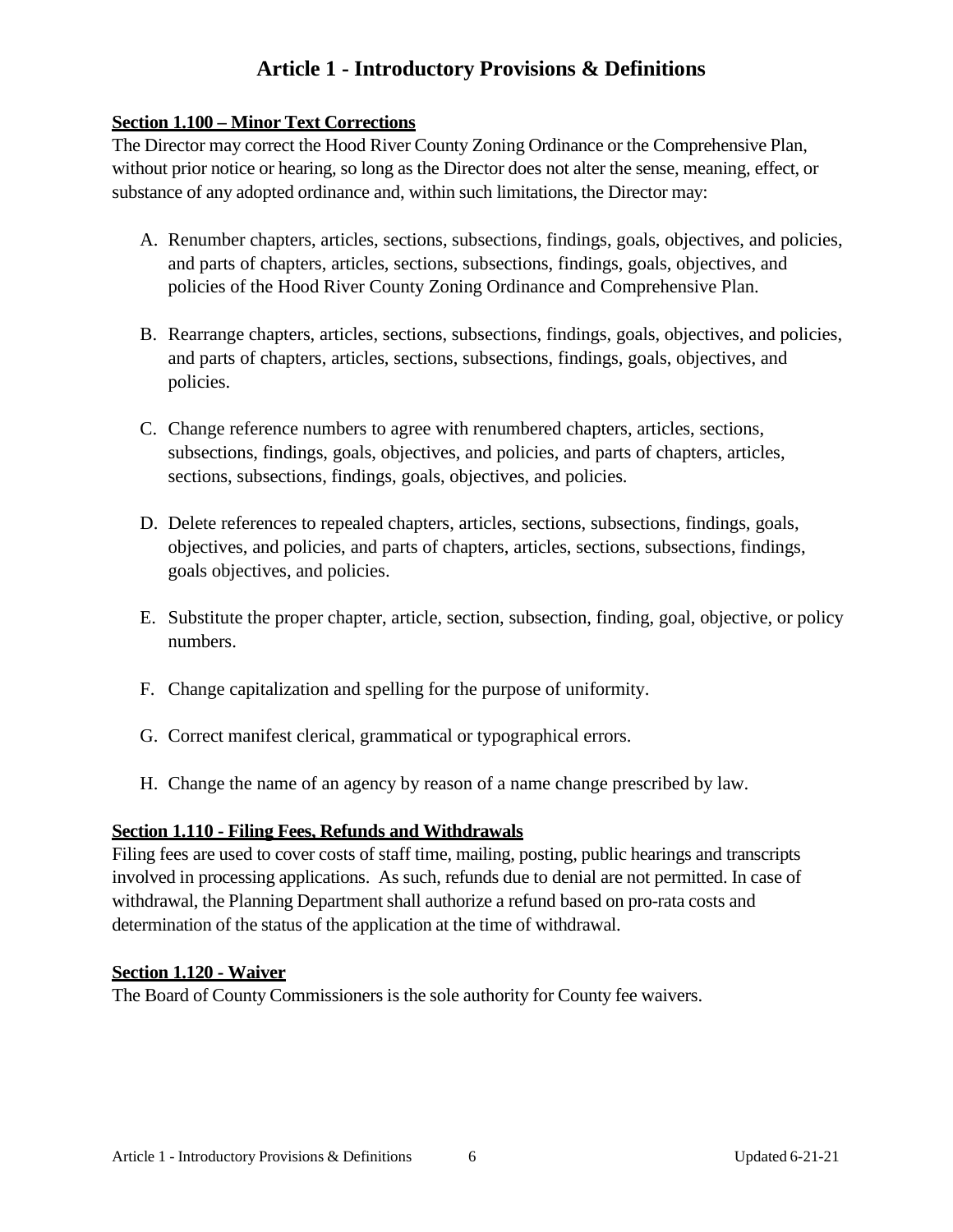# Article 1 - Introductory Provisions & Definitions

### Section 1.100 – Minor Text Corrections

The Director may correct the Hood River County Zoning Ordinance or the Comprehensive Plan, without prior notice or hearing, so long as the Director does not alter the sense, meaning, effect, or substance of any adopted ordinance and, within such limitations, the Director may:

A. Renumber chapters, articles, sections, subsections, findings, goals, objectives, and policies, and parts of chapters, articles, sections, subsections, findings, goals, objectives, and policies of the Hood River County Zoning Ordinance and Comprehensive Plan.

B. Rearrange chapters, articles, sections, subsections, findings, goals, objectives, and policies, and parts of chapters, articles, sections, subsections, findings, goals, objectives, and policies.

C. Change reference numbers to agree with renumbered chapters, articles, sections, subsections, findings, goals, objectives, and policies, and parts of chapters, articles, sections, subsections, findings, goals, objectives, and policies.

D. Delete references to repealed chapters, articles, sections, subsections, findings, goals, objectives, and policies, and parts of chapters, articles, sections, subsections, findings, goals objectives, and policies.

E. Substitute the proper chapter, article, section, subsection, finding, goal, objective, or policy numbers.

F. Change capitalization and spelling for the purpose of uniformity.

G. Correct manifest clerical, grammatical or typographical errors.

H. Change the name of an agency by reason of a name change prescribed by law.

### Section 1.110 - Filing Fees, Refunds and Withdrawals

Filing fees are used to cover costs of staff time, mailing, posting, public hearings and transcripts involved in processing applications. As such, refunds due to denial are not permitted. In case of withdrawal, the Planning Department shall authorize a refund based on pro-rata costs and determination of the status of the application at the time of withdrawal.

### Section 1.120 - Waiver

The Board of County Commissioners is the sole authority for County fee waivers.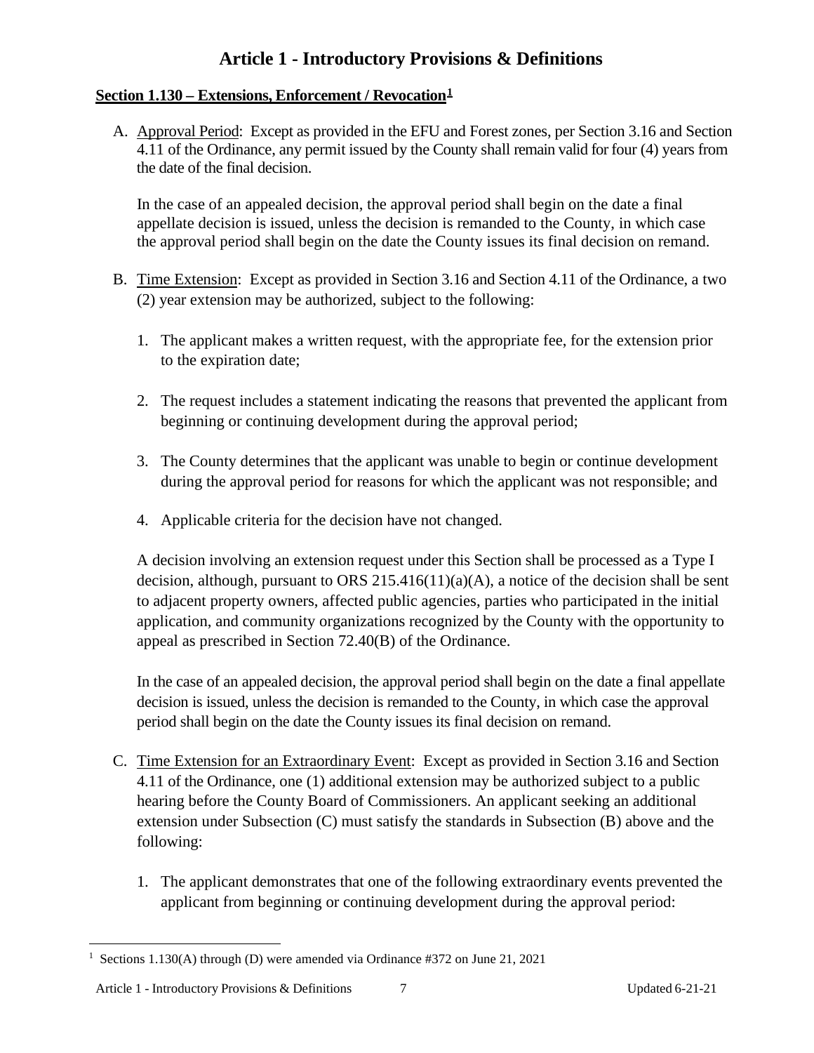# Article 1 - Introductory Provisions & Definitions

**Section 1.130 – Extensions, Enforcement / Revocation[1]**

A. Approval Period: Except as provided in the EFU and Forest zones, per Section 3.16 and Section 4.11 of the Ordinance, any permit issued by the County shall remain valid for four (4) years from the date of the final decision.

   In the case of an appealed decision, the approval period shall begin on the date a final appellate decision is issued, unless the decision is remanded to the County, in which case the approval period shall begin on the date the County issues its final decision on remand.

B. Time Extension: Except as provided in Section 3.16 and Section 4.11 of the Ordinance, a two (2) year extension may be authorized, subject to the following:

   1. The applicant makes a written request, with the appropriate fee, for the extension prior to the expiration date;

   2. The request includes a statement indicating the reasons that prevented the applicant from beginning or continuing development during the approval period;

   3. The County determines that the applicant was unable to begin or continue development during the approval period for reasons for which the applicant was not responsible; and

   4. Applicable criteria for the decision have not changed.

   A decision involving an extension request under this Section shall be processed as a Type I decision, although, pursuant to ORS 215.416(11)(a)(A), a notice of the decision shall be sent to adjacent property owners, affected public agencies, parties who participated in the initial application, and community organizations recognized by the County with the opportunity to appeal as prescribed in Section 72.40(B) of the Ordinance.

   In the case of an appealed decision, the approval period shall begin on the date a final appellate decision is issued, unless the decision is remanded to the County, in which case the approval period shall begin on the date the County issues its final decision on remand.

C. Time Extension for an Extraordinary Event: Except as provided in Section 3.16 and Section 4.11 of the Ordinance, one (1) additional extension may be authorized subject to a public hearing before the County Board of Commissioners. An applicant seeking an additional extension under Subsection (C) must satisfy the standards in Subsection (B) above and the following:

   1. The applicant demonstrates that one of the following extraordinary events prevented the applicant from beginning or continuing development during the approval period:

---

[1] Sections 1.130(A) through (D) were amended via Ordinance #372 on June 21, 2021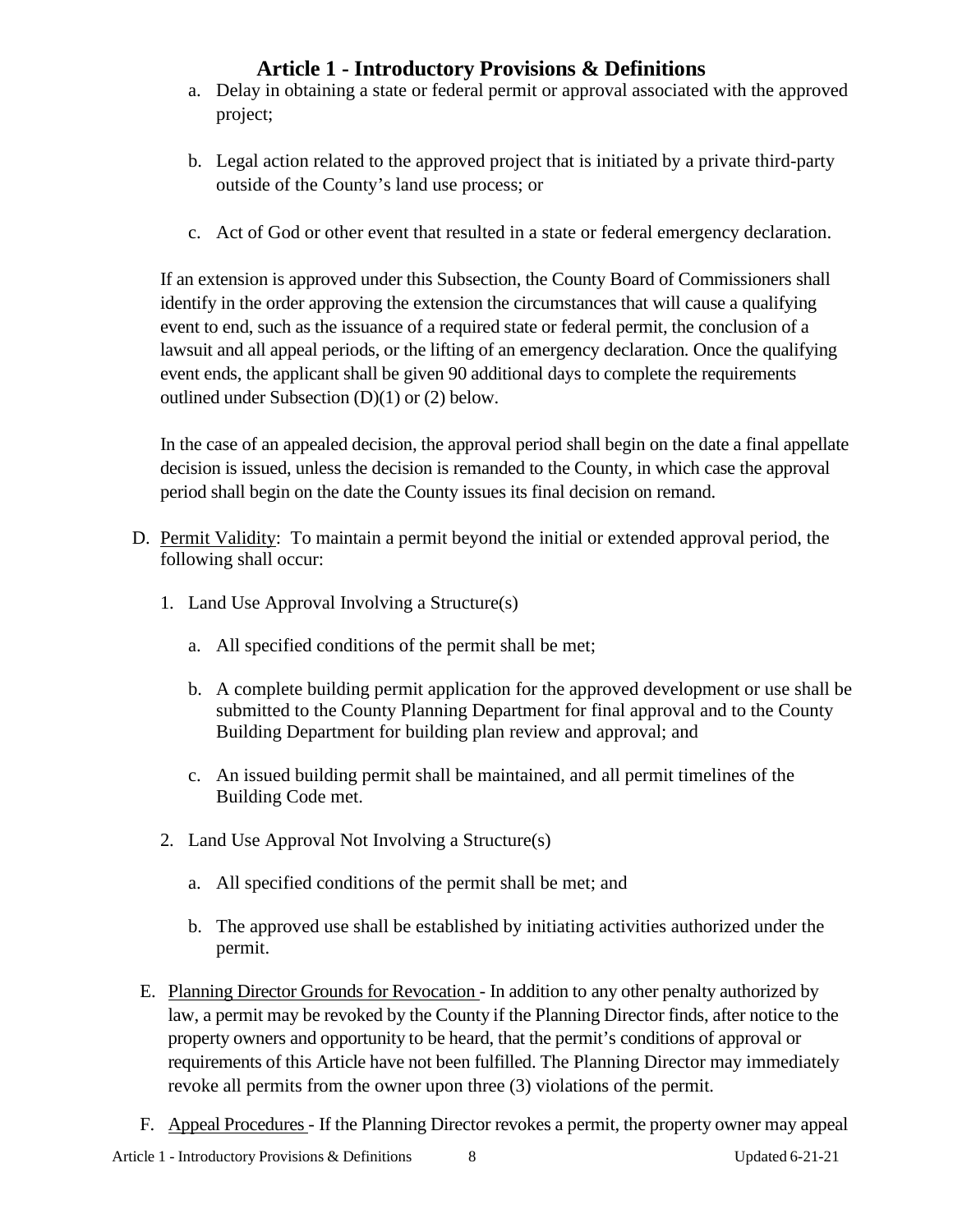a. Delay in obtaining a state or federal permit or approval associated with the approved project;

b. Legal action related to the approved project that is initiated by a private third-party outside of the County's land use process; or

c. Act of God or other event that resulted in a state or federal emergency declaration.

If an extension is approved under this Subsection, the County Board of Commissioners shall identify in the order approving the extension the circumstances that will cause a qualifying event to end, such as the issuance of a required state or federal permit, the conclusion of a lawsuit and all appeal periods, or the lifting of an emergency declaration. Once the qualifying event ends, the applicant shall be given 90 additional days to complete the requirements outlined under Subsection (D)(1) or (2) below.

In the case of an appealed decision, the approval period shall begin on the date a final appellate decision is issued, unless the decision is remanded to the County, in which case the approval period shall begin on the date the County issues its final decision on remand.

D. Permit Validity: To maintain a permit beyond the initial or extended approval period, the following shall occur:

1. Land Use Approval Involving a Structure(s)

   a. All specified conditions of the permit shall be met;

   b. A complete building permit application for the approved development or use shall be submitted to the County Planning Department for final approval and to the County Building Department for building plan review and approval; and

   c. An issued building permit shall be maintained, and all permit timelines of the Building Code met.

2. Land Use Approval Not Involving a Structure(s)

   a. All specified conditions of the permit shall be met; and

   b. The approved use shall be established by initiating activities authorized under the permit.

E. Planning Director Grounds for Revocation - In addition to any other penalty authorized by law, a permit may be revoked by the County if the Planning Director finds, after notice to the property owners and opportunity to be heard, that the permit's conditions of approval or requirements of this Article have not been fulfilled. The Planning Director may immediately revoke all permits from the owner upon three (3) violations of the permit.

F. Appeal Procedures - If the Planning Director revokes a permit, the property owner may appeal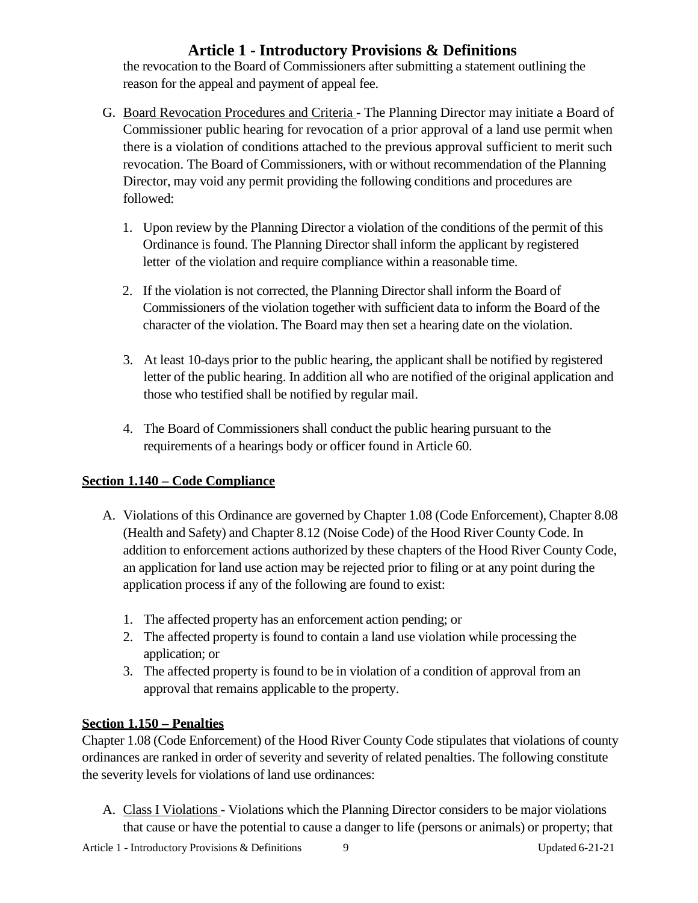the revocation to the Board of Commissioners after submitting a statement outlining the reason for the appeal and payment of appeal fee.

G. Board Revocation Procedures and Criteria - The Planning Director may initiate a Board of Commissioner public hearing for revocation of a prior approval of a land use permit when there is a violation of conditions attached to the previous approval sufficient to merit such revocation. The Board of Commissioners, with or without recommendation of the Planning Director, may void any permit providing the following conditions and procedures are followed:

   1. Upon review by the Planning Director a violation of the conditions of the permit of this Ordinance is found. The Planning Director shall inform the applicant by registered letter of the violation and require compliance within a reasonable time.

   2. If the violation is not corrected, the Planning Director shall inform the Board of Commissioners of the violation together with sufficient data to inform the Board of the character of the violation. The Board may then set a hearing date on the violation.

   3. At least 10-days prior to the public hearing, the applicant shall be notified by registered letter of the public hearing. In addition all who are notified of the original application and those who testified shall be notified by regular mail.

   4. The Board of Commissioners shall conduct the public hearing pursuant to the requirements of a hearings body or officer found in Article 60.

## Section 1.140 – Code Compliance

A. Violations of this Ordinance are governed by Chapter 1.08 (Code Enforcement), Chapter 8.08 (Health and Safety) and Chapter 8.12 (Noise Code) of the Hood River County Code. In addition to enforcement actions authorized by these chapters of the Hood River County Code, an application for land use action may be rejected prior to filing or at any point during the application process if any of the following are found to exist:

   1. The affected property has an enforcement action pending; or
   2. The affected property is found to contain a land use violation while processing the application; or
   3. The affected property is found to be in violation of a condition of approval from an approval that remains applicable to the property.

## Section 1.150 – Penalties

Chapter 1.08 (Code Enforcement) of the Hood River County Code stipulates that violations of county ordinances are ranked in order of severity and severity of related penalties. The following constitute the severity levels for violations of land use ordinances:

A. Class I Violations - Violations which the Planning Director considers to be major violations that cause or have the potential to cause a danger to life (persons or animals) or property; that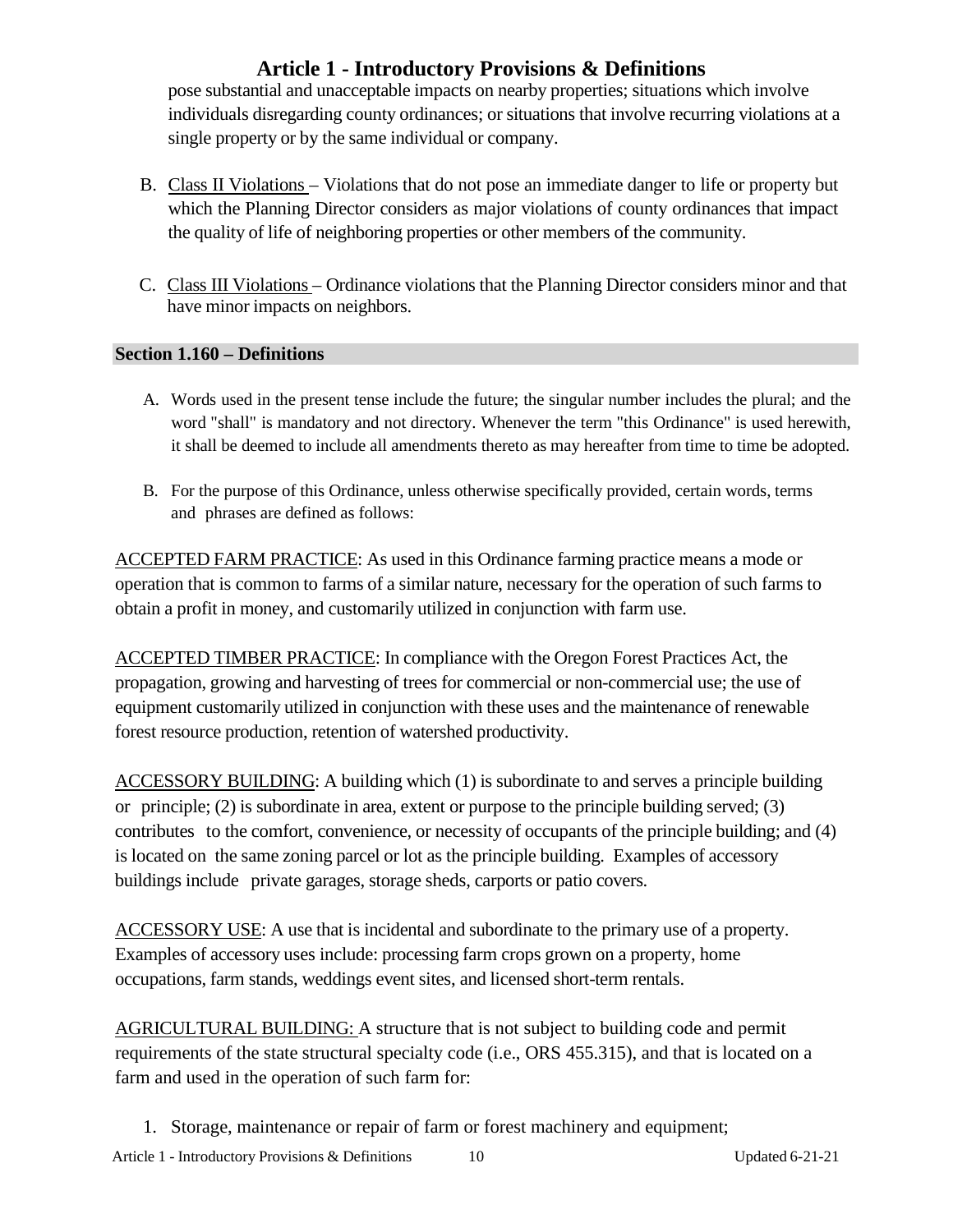pose substantial and unacceptable impacts on nearby properties; situations which involve individuals disregarding county ordinances; or situations that involve recurring violations at a single property or by the same individual or company.

B. Class II Violations – Violations that do not pose an immediate danger to life or property but which the Planning Director considers as major violations of county ordinances that impact the quality of life of neighboring properties or other members of the community.

C. Class III Violations – Ordinance violations that the Planning Director considers minor and that have minor impacts on neighbors.

## Section 1.160 – Definitions

A. Words used in the present tense include the future; the singular number includes the plural; and the word "shall" is mandatory and not directory. Whenever the term "this Ordinance" is used herewith, it shall be deemed to include all amendments thereto as may hereafter from time to time be adopted.

B. For the purpose of this Ordinance, unless otherwise specifically provided, certain words, terms and phrases are defined as follows:

ACCEPTED FARM PRACTICE: As used in this Ordinance farming practice means a mode or operation that is common to farms of a similar nature, necessary for the operation of such farms to obtain a profit in money, and customarily utilized in conjunction with farm use.

ACCEPTED TIMBER PRACTICE: In compliance with the Oregon Forest Practices Act, the propagation, growing and harvesting of trees for commercial or non-commercial use; the use of equipment customarily utilized in conjunction with these uses and the maintenance of renewable forest resource production, retention of watershed productivity.

ACCESSORY BUILDING: A building which (1) is subordinate to and serves a principle building or principle; (2) is subordinate in area, extent or purpose to the principle building served; (3) contributes to the comfort, convenience, or necessity of occupants of the principle building; and (4) is located on the same zoning parcel or lot as the principle building. Examples of accessory buildings include private garages, storage sheds, carports or patio covers.

ACCESSORY USE: A use that is incidental and subordinate to the primary use of a property. Examples of accessory uses include: processing farm crops grown on a property, home occupations, farm stands, weddings event sites, and licensed short-term rentals.

AGRICULTURAL BUILDING: A structure that is not subject to building code and permit requirements of the state structural specialty code (i.e., ORS 455.315), and that is located on a farm and used in the operation of such farm for:

1. Storage, maintenance or repair of farm or forest machinery and equipment;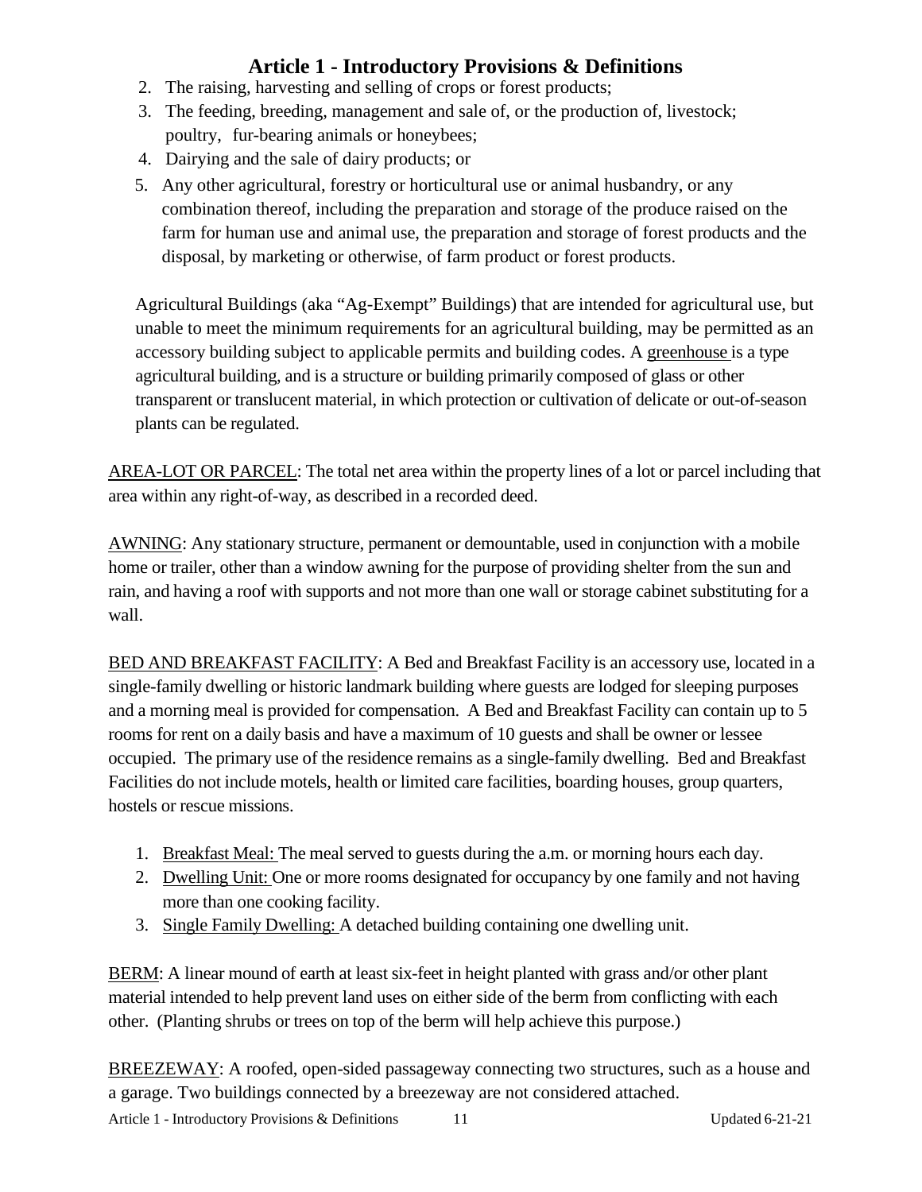2. The raising, harvesting and selling of crops or forest products;
3. The feeding, breeding, management and sale of, or the production of, livestock; poultry, fur-bearing animals or honeybees;
4. Dairying and the sale of dairy products; or
5. Any other agricultural, forestry or horticultural use or animal husbandry, or any combination thereof, including the preparation and storage of the produce raised on the farm for human use and animal use, the preparation and storage of forest products and the disposal, by marketing or otherwise, of farm product or forest products.

Agricultural Buildings (aka "Ag-Exempt" Buildings) that are intended for agricultural use, but unable to meet the minimum requirements for an agricultural building, may be permitted as an accessory building subject to applicable permits and building codes. A greenhouse is a type agricultural building, and is a structure or building primarily composed of glass or other transparent or translucent material, in which protection or cultivation of delicate or out-of-season plants can be regulated.

AREA-LOT OR PARCEL: The total net area within the property lines of a lot or parcel including that area within any right-of-way, as described in a recorded deed.

AWNING: Any stationary structure, permanent or demountable, used in conjunction with a mobile home or trailer, other than a window awning for the purpose of providing shelter from the sun and rain, and having a roof with supports and not more than one wall or storage cabinet substituting for a wall.

BED AND BREAKFAST FACILITY: A Bed and Breakfast Facility is an accessory use, located in a single-family dwelling or historic landmark building where guests are lodged for sleeping purposes and a morning meal is provided for compensation. A Bed and Breakfast Facility can contain up to 5 rooms for rent on a daily basis and have a maximum of 10 guests and shall be owner or lessee occupied. The primary use of the residence remains as a single-family dwelling. Bed and Breakfast Facilities do not include motels, health or limited care facilities, boarding houses, group quarters, hostels or rescue missions.

1. Breakfast Meal: The meal served to guests during the a.m. or morning hours each day.
2. Dwelling Unit: One or more rooms designated for occupancy by one family and not having more than one cooking facility.
3. Single Family Dwelling: A detached building containing one dwelling unit.

BERM: A linear mound of earth at least six-feet in height planted with grass and/or other plant material intended to help prevent land uses on either side of the berm from conflicting with each other. (Planting shrubs or trees on top of the berm will help achieve this purpose.)

BREEZEWAY: A roofed, open-sided passageway connecting two structures, such as a house and a garage. Two buildings connected by a breezeway are not considered attached.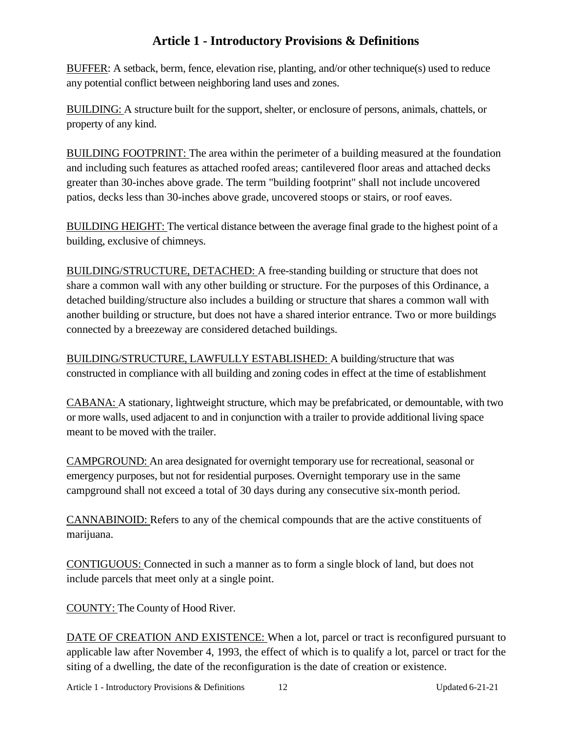# Article 1 - Introductory Provisions & Definitions

BUFFER: A setback, berm, fence, elevation rise, planting, and/or other technique(s) used to reduce any potential conflict between neighboring land uses and zones.

BUILDING: A structure built for the support, shelter, or enclosure of persons, animals, chattels, or property of any kind.

BUILDING FOOTPRINT: The area within the perimeter of a building measured at the foundation and including such features as attached roofed areas; cantilevered floor areas and attached decks greater than 30-inches above grade. The term "building footprint" shall not include uncovered patios, decks less than 30-inches above grade, uncovered stoops or stairs, or roof eaves.

BUILDING HEIGHT: The vertical distance between the average final grade to the highest point of a building, exclusive of chimneys.

BUILDING/STRUCTURE, DETACHED: A free-standing building or structure that does not share a common wall with any other building or structure. For the purposes of this Ordinance, a detached building/structure also includes a building or structure that shares a common wall with another building or structure, but does not have a shared interior entrance. Two or more buildings connected by a breezeway are considered detached buildings.

BUILDING/STRUCTURE, LAWFULLY ESTABLISHED: A building/structure that was constructed in compliance with all building and zoning codes in effect at the time of establishment

CABANA: A stationary, lightweight structure, which may be prefabricated, or demountable, with two or more walls, used adjacent to and in conjunction with a trailer to provide additional living space meant to be moved with the trailer.

CAMPGROUND: An area designated for overnight temporary use for recreational, seasonal or emergency purposes, but not for residential purposes. Overnight temporary use in the same campground shall not exceed a total of 30 days during any consecutive six-month period.

CANNABINOID: Refers to any of the chemical compounds that are the active constituents of marijuana.

CONTIGUOUS: Connected in such a manner as to form a single block of land, but does not include parcels that meet only at a single point.

COUNTY: The County of Hood River.

DATE OF CREATION AND EXISTENCE: When a lot, parcel or tract is reconfigured pursuant to applicable law after November 4, 1993, the effect of which is to qualify a lot, parcel or tract for the siting of a dwelling, the date of the reconfiguration is the date of creation or existence.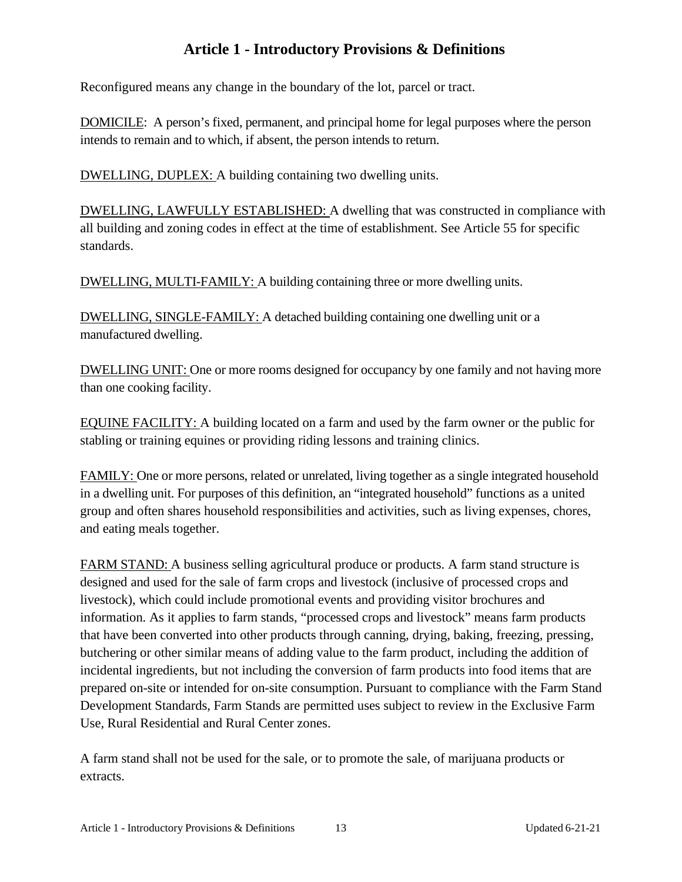Reconfigured means any change in the boundary of the lot, parcel or tract.

<u>DOMICILE</u>: A person's fixed, permanent, and principal home for legal purposes where the person intends to remain and to which, if absent, the person intends to return.

<u>DWELLING, DUPLEX:</u> A building containing two dwelling units.

<u>DWELLING, LAWFULLY ESTABLISHED:</u> A dwelling that was constructed in compliance with all building and zoning codes in effect at the time of establishment. See Article 55 for specific standards.

<u>DWELLING, MULTI-FAMILY:</u> A building containing three or more dwelling units.

<u>DWELLING, SINGLE-FAMILY:</u> A detached building containing one dwelling unit or a manufactured dwelling.

<u>DWELLING UNIT:</u> One or more rooms designed for occupancy by one family and not having more than one cooking facility.

<u>EQUINE FACILITY:</u> A building located on a farm and used by the farm owner or the public for stabling or training equines or providing riding lessons and training clinics.

<u>FAMILY:</u> One or more persons, related or unrelated, living together as a single integrated household in a dwelling unit. For purposes of this definition, an "integrated household" functions as a united group and often shares household responsibilities and activities, such as living expenses, chores, and eating meals together.

<u>FARM STAND:</u> A business selling agricultural produce or products. A farm stand structure is designed and used for the sale of farm crops and livestock (inclusive of processed crops and livestock), which could include promotional events and providing visitor brochures and information. As it applies to farm stands, "processed crops and livestock" means farm products that have been converted into other products through canning, drying, baking, freezing, pressing, butchering or other similar means of adding value to the farm product, including the addition of incidental ingredients, but not including the conversion of farm products into food items that are prepared on-site or intended for on-site consumption. Pursuant to compliance with the Farm Stand Development Standards, Farm Stands are permitted uses subject to review in the Exclusive Farm Use, Rural Residential and Rural Center zones.

A farm stand shall not be used for the sale, or to promote the sale, of marijuana products or extracts.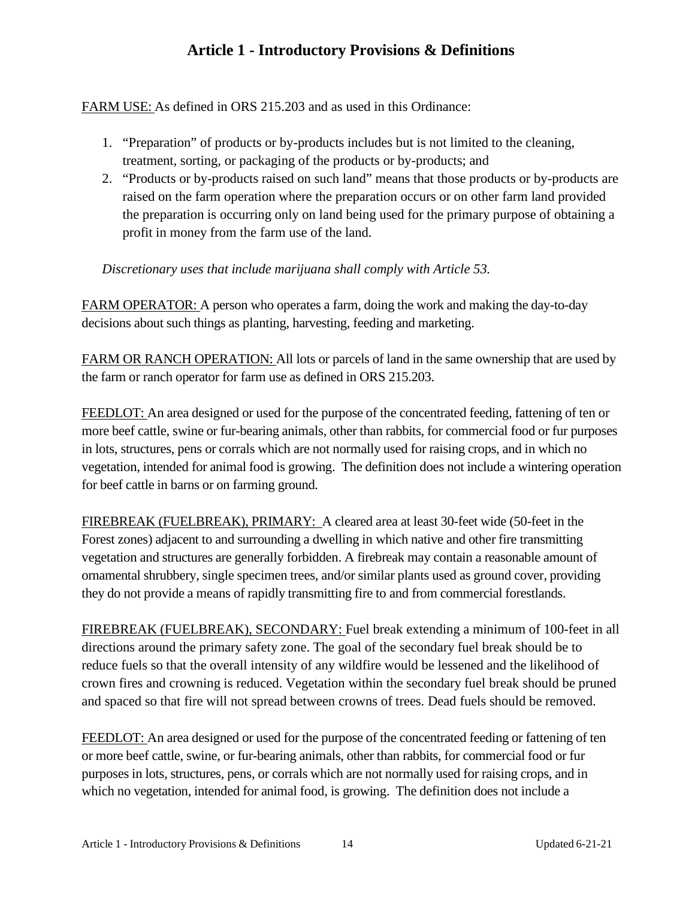# Article 1 - Introductory Provisions & Definitions

<u>FARM USE:</u> As defined in ORS 215.203 and as used in this Ordinance:

1. "Preparation" of products or by-products includes but is not limited to the cleaning, treatment, sorting, or packaging of the products or by-products; and
2. "Products or by-products raised on such land" means that those products or by-products are raised on the farm operation where the preparation occurs or on other farm land provided the preparation is occurring only on land being used for the primary purpose of obtaining a profit in money from the farm use of the land.

*Discretionary uses that include marijuana shall comply with Article 53.*

<u>FARM OPERATOR:</u> A person who operates a farm, doing the work and making the day-to-day decisions about such things as planting, harvesting, feeding and marketing.

<u>FARM OR RANCH OPERATION:</u> All lots or parcels of land in the same ownership that are used by the farm or ranch operator for farm use as defined in ORS 215.203.

<u>FEEDLOT:</u> An area designed or used for the purpose of the concentrated feeding, fattening of ten or more beef cattle, swine or fur-bearing animals, other than rabbits, for commercial food or fur purposes in lots, structures, pens or corrals which are not normally used for raising crops, and in which no vegetation, intended for animal food is growing. The definition does not include a wintering operation for beef cattle in barns or on farming ground.

<u>FIREBREAK (FUELBREAK), PRIMARY:</u> A cleared area at least 30-feet wide (50-feet in the Forest zones) adjacent to and surrounding a dwelling in which native and other fire transmitting vegetation and structures are generally forbidden. A firebreak may contain a reasonable amount of ornamental shrubbery, single specimen trees, and/or similar plants used as ground cover, providing they do not provide a means of rapidly transmitting fire to and from commercial forestlands.

<u>FIREBREAK (FUELBREAK), SECONDARY:</u> Fuel break extending a minimum of 100-feet in all directions around the primary safety zone. The goal of the secondary fuel break should be to reduce fuels so that the overall intensity of any wildfire would be lessened and the likelihood of crown fires and crowning is reduced. Vegetation within the secondary fuel break should be pruned and spaced so that fire will not spread between crowns of trees. Dead fuels should be removed.

<u>FEEDLOT:</u> An area designed or used for the purpose of the concentrated feeding or fattening of ten or more beef cattle, swine, or fur-bearing animals, other than rabbits, for commercial food or fur purposes in lots, structures, pens, or corrals which are not normally used for raising crops, and in which no vegetation, intended for animal food, is growing. The definition does not include a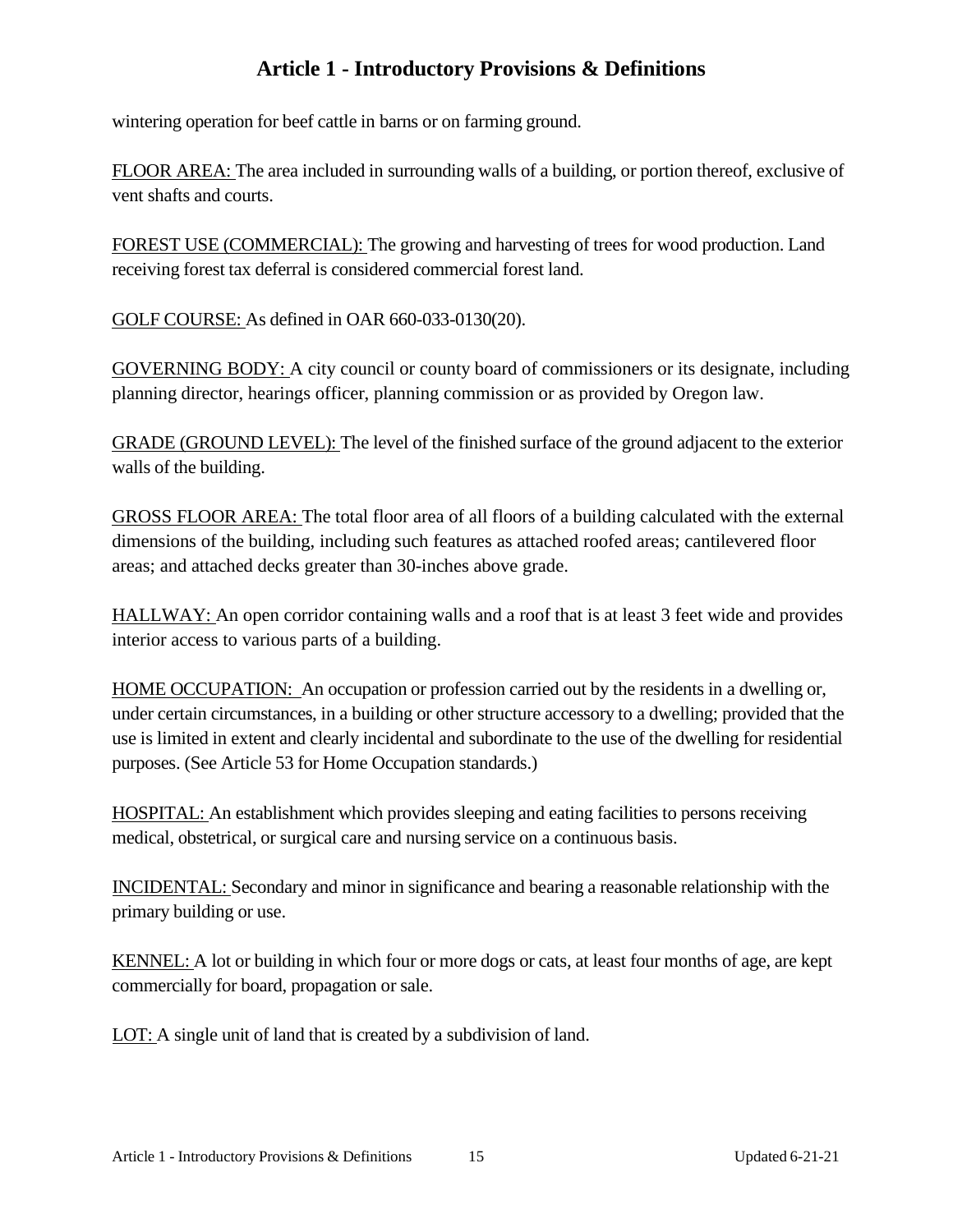wintering operation for beef cattle in barns or on farming ground.

FLOOR AREA: The area included in surrounding walls of a building, or portion thereof, exclusive of vent shafts and courts.

FOREST USE (COMMERCIAL): The growing and harvesting of trees for wood production. Land receiving forest tax deferral is considered commercial forest land.

GOLF COURSE: As defined in OAR 660-033-0130(20).

GOVERNING BODY: A city council or county board of commissioners or its designate, including planning director, hearings officer, planning commission or as provided by Oregon law.

GRADE (GROUND LEVEL): The level of the finished surface of the ground adjacent to the exterior walls of the building.

GROSS FLOOR AREA: The total floor area of all floors of a building calculated with the external dimensions of the building, including such features as attached roofed areas; cantilevered floor areas; and attached decks greater than 30-inches above grade.

HALLWAY: An open corridor containing walls and a roof that is at least 3 feet wide and provides interior access to various parts of a building.

HOME OCCUPATION: An occupation or profession carried out by the residents in a dwelling or, under certain circumstances, in a building or other structure accessory to a dwelling; provided that the use is limited in extent and clearly incidental and subordinate to the use of the dwelling for residential purposes. (See Article 53 for Home Occupation standards.)

HOSPITAL: An establishment which provides sleeping and eating facilities to persons receiving medical, obstetrical, or surgical care and nursing service on a continuous basis.

INCIDENTAL: Secondary and minor in significance and bearing a reasonable relationship with the primary building or use.

KENNEL: A lot or building in which four or more dogs or cats, at least four months of age, are kept commercially for board, propagation or sale.

LOT: A single unit of land that is created by a subdivision of land.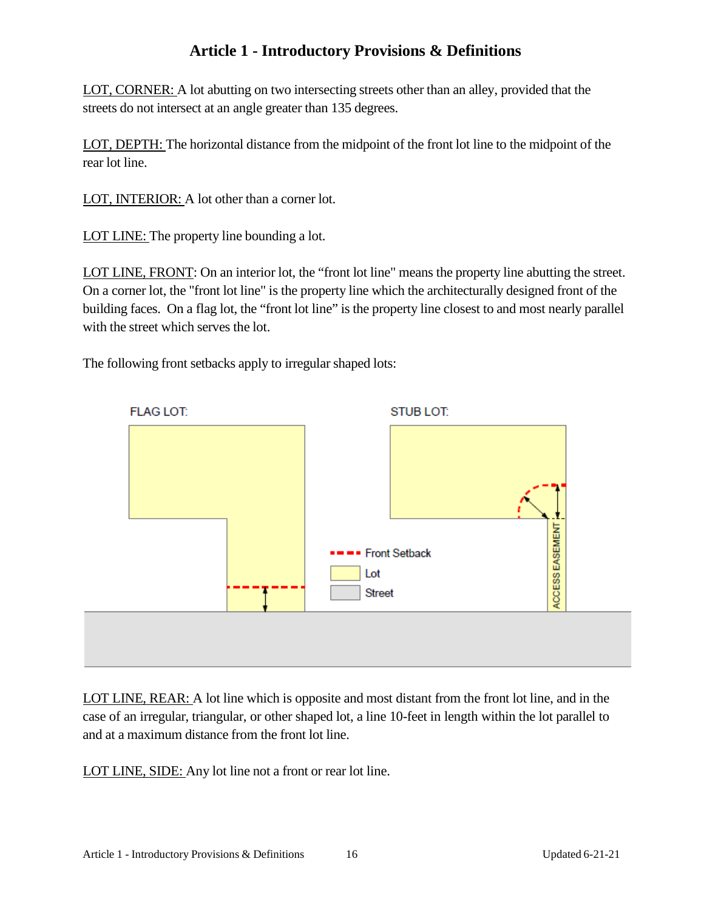# Article 1 - Introductory Provisions & Definitions

LOT, CORNER: A lot abutting on two intersecting streets other than an alley, provided that the streets do not intersect at an angle greater than 135 degrees.

LOT, DEPTH: The horizontal distance from the midpoint of the front lot line to the midpoint of the rear lot line.

LOT, INTERIOR: A lot other than a corner lot.

LOT LINE: The property line bounding a lot.

LOT LINE, FRONT: On an interior lot, the "front lot line" means the property line abutting the street. On a corner lot, the "front lot line" is the property line which the architecturally designed front of the building faces. On a flag lot, the "front lot line" is the property line closest to and most nearly parallel with the street which serves the lot.

The following front setbacks apply to irregular shaped lots:

FLAG LOT:

STUB LOT:

ACCESS EASEMENT

Front Setback

Lot

Street

LOT LINE, REAR: A lot line which is opposite and most distant from the front lot line, and in the case of an irregular, triangular, or other shaped lot, a line 10-feet in length within the lot parallel to and at a maximum distance from the front lot line.

LOT LINE, SIDE: Any lot line not a front or rear lot line.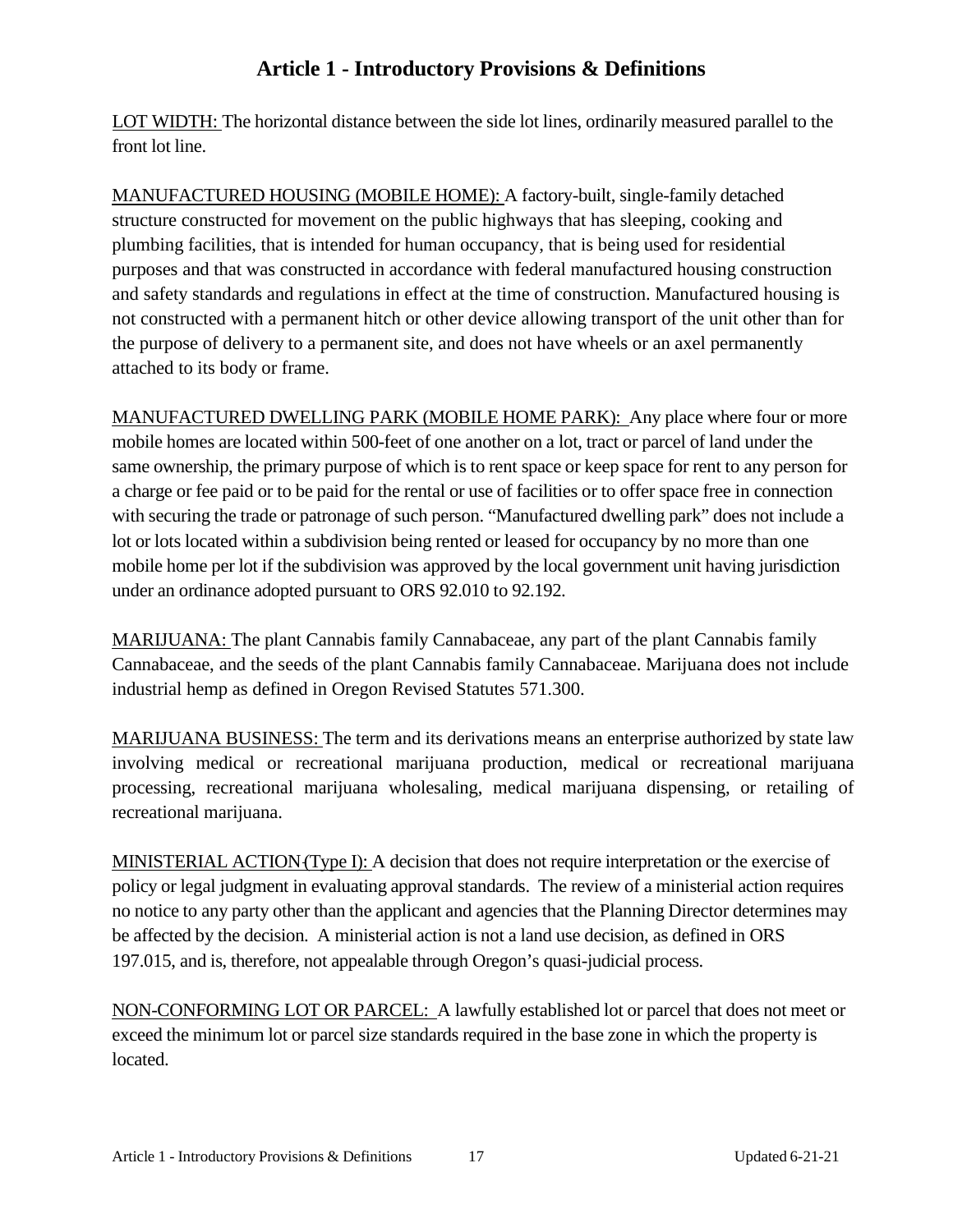LOT WIDTH: The horizontal distance between the side lot lines, ordinarily measured parallel to the front lot line.

MANUFACTURED HOUSING (MOBILE HOME): A factory-built, single-family detached structure constructed for movement on the public highways that has sleeping, cooking and plumbing facilities, that is intended for human occupancy, that is being used for residential purposes and that was constructed in accordance with federal manufactured housing construction and safety standards and regulations in effect at the time of construction. Manufactured housing is not constructed with a permanent hitch or other device allowing transport of the unit other than for the purpose of delivery to a permanent site, and does not have wheels or an axel permanently attached to its body or frame.

MANUFACTURED DWELLING PARK (MOBILE HOME PARK): Any place where four or more mobile homes are located within 500-feet of one another on a lot, tract or parcel of land under the same ownership, the primary purpose of which is to rent space or keep space for rent to any person for a charge or fee paid or to be paid for the rental or use of facilities or to offer space free in connection with securing the trade or patronage of such person. "Manufactured dwelling park" does not include a lot or lots located within a subdivision being rented or leased for occupancy by no more than one mobile home per lot if the subdivision was approved by the local government unit having jurisdiction under an ordinance adopted pursuant to ORS 92.010 to 92.192.

MARIJUANA: The plant Cannabis family Cannabaceae, any part of the plant Cannabis family Cannabaceae, and the seeds of the plant Cannabis family Cannabaceae. Marijuana does not include industrial hemp as defined in Oregon Revised Statutes 571.300.

MARIJUANA BUSINESS: The term and its derivations means an enterprise authorized by state law involving medical or recreational marijuana production, medical or recreational marijuana processing, recreational marijuana wholesaling, medical marijuana dispensing, or retailing of recreational marijuana.

MINISTERIAL ACTION (Type I): A decision that does not require interpretation or the exercise of policy or legal judgment in evaluating approval standards. The review of a ministerial action requires no notice to any party other than the applicant and agencies that the Planning Director determines may be affected by the decision. A ministerial action is not a land use decision, as defined in ORS 197.015, and is, therefore, not appealable through Oregon's quasi-judicial process.

NON-CONFORMING LOT OR PARCEL: A lawfully established lot or parcel that does not meet or exceed the minimum lot or parcel size standards required in the base zone in which the property is located.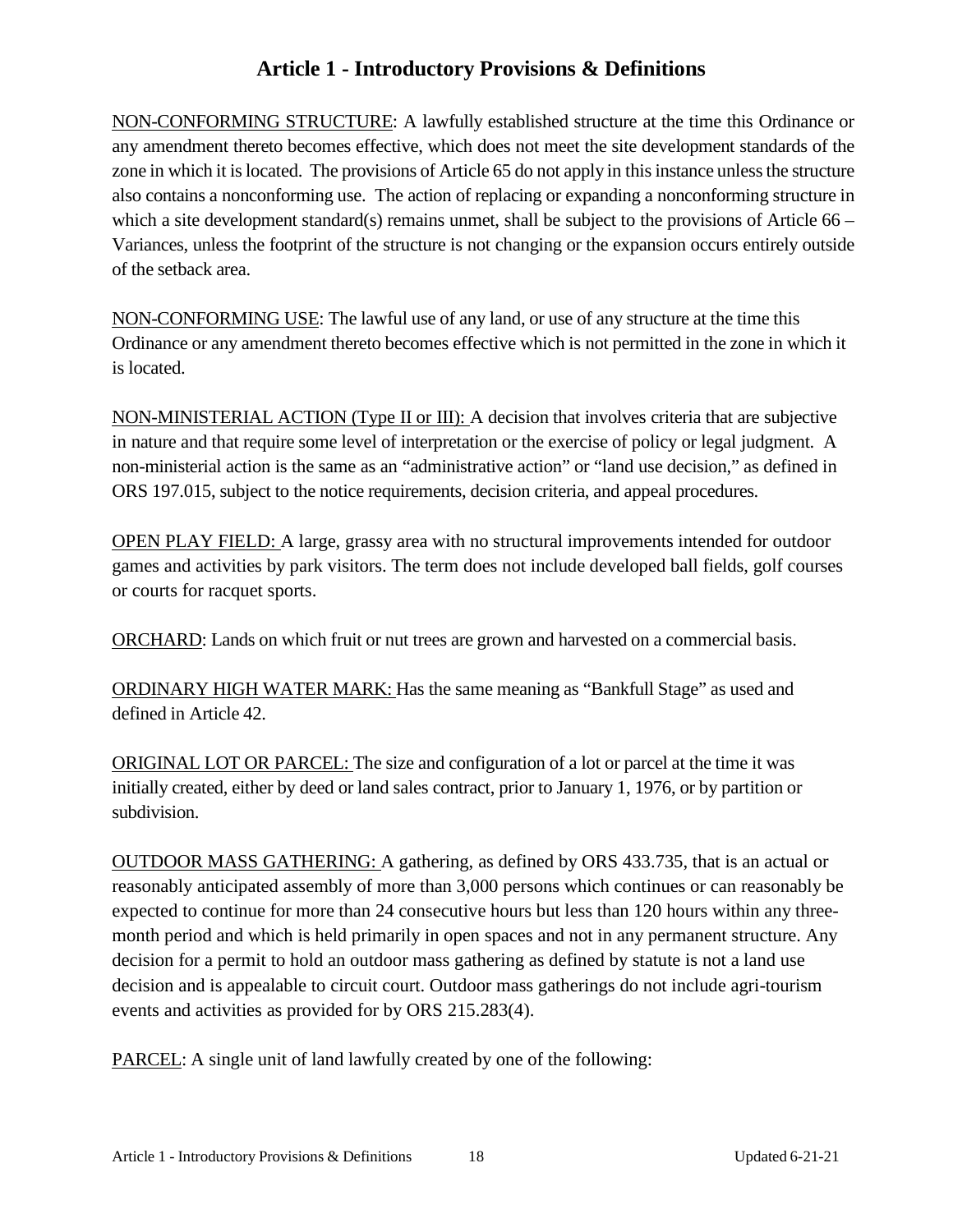# Article 1 - Introductory Provisions & Definitions

<u>NON-CONFORMING STRUCTURE</u>: A lawfully established structure at the time this Ordinance or any amendment thereto becomes effective, which does not meet the site development standards of the zone in which it is located. The provisions of Article 65 do not apply in this instance unless the structure also contains a nonconforming use. The action of replacing or expanding a nonconforming structure in which a site development standard(s) remains unmet, shall be subject to the provisions of Article 66 – Variances, unless the footprint of the structure is not changing or the expansion occurs entirely outside of the setback area.

<u>NON-CONFORMING USE</u>: The lawful use of any land, or use of any structure at the time this Ordinance or any amendment thereto becomes effective which is not permitted in the zone in which it is located.

<u>NON-MINISTERIAL ACTION (Type II or III):</u> A decision that involves criteria that are subjective in nature and that require some level of interpretation or the exercise of policy or legal judgment. A non-ministerial action is the same as an "administrative action" or "land use decision," as defined in ORS 197.015, subject to the notice requirements, decision criteria, and appeal procedures.

<u>OPEN PLAY FIELD:</u> A large, grassy area with no structural improvements intended for outdoor games and activities by park visitors. The term does not include developed ball fields, golf courses or courts for racquet sports.

<u>ORCHARD</u>: Lands on which fruit or nut trees are grown and harvested on a commercial basis.

<u>ORDINARY HIGH WATER MARK:</u> Has the same meaning as "Bankfull Stage" as used and defined in Article 42.

<u>ORIGINAL LOT OR PARCEL:</u> The size and configuration of a lot or parcel at the time it was initially created, either by deed or land sales contract, prior to January 1, 1976, or by partition or subdivision.

<u>OUTDOOR MASS GATHERING:</u> A gathering, as defined by ORS 433.735, that is an actual or reasonably anticipated assembly of more than 3,000 persons which continues or can reasonably be expected to continue for more than 24 consecutive hours but less than 120 hours within any three-month period and which is held primarily in open spaces and not in any permanent structure. Any decision for a permit to hold an outdoor mass gathering as defined by statute is not a land use decision and is appealable to circuit court. Outdoor mass gatherings do not include agri-tourism events and activities as provided for by ORS 215.283(4).

<u>PARCEL</u>: A single unit of land lawfully created by one of the following: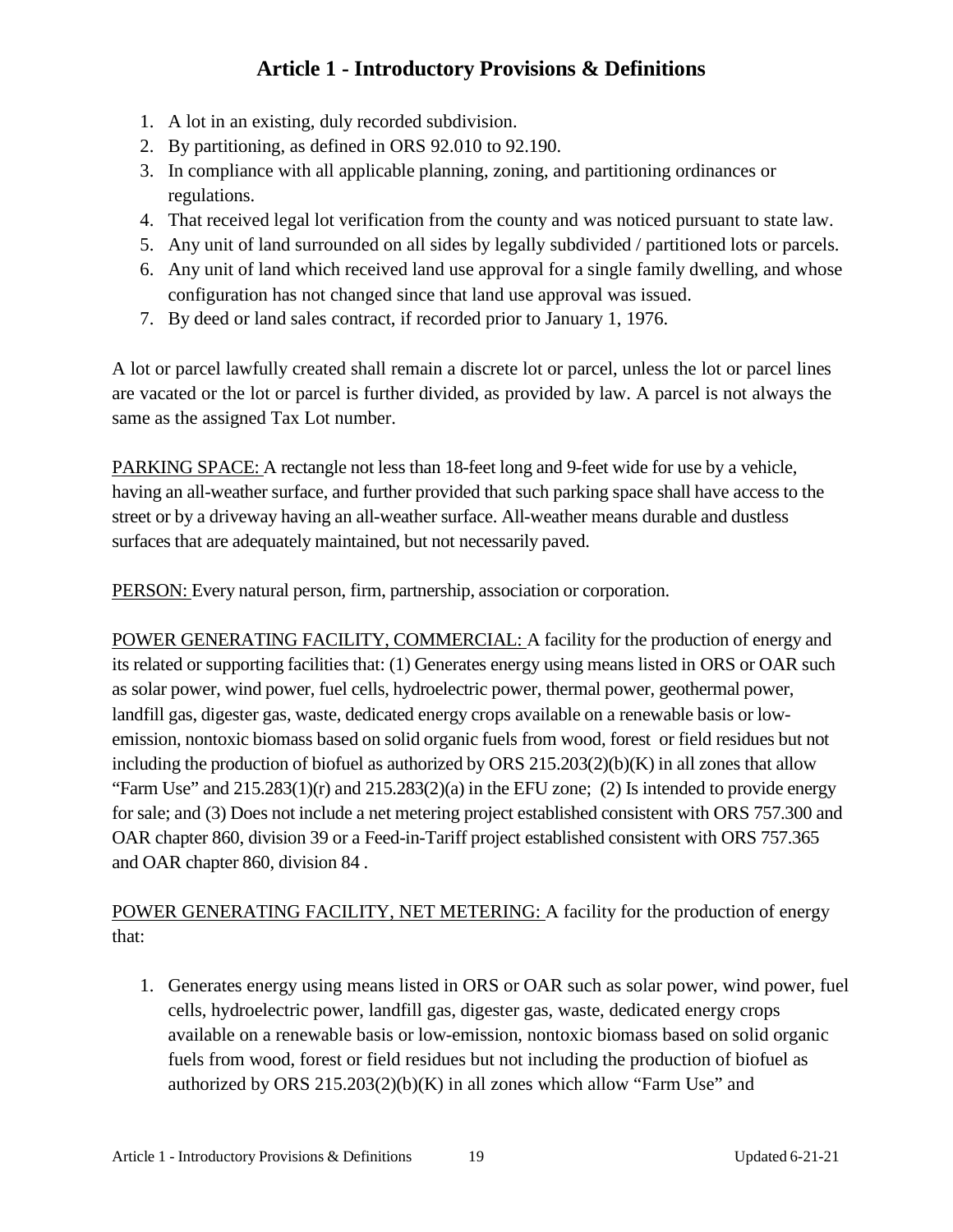1. A lot in an existing, duly recorded subdivision.
2. By partitioning, as defined in ORS 92.010 to 92.190.
3. In compliance with all applicable planning, zoning, and partitioning ordinances or regulations.
4. That received legal lot verification from the county and was noticed pursuant to state law.
5. Any unit of land surrounded on all sides by legally subdivided / partitioned lots or parcels.
6. Any unit of land which received land use approval for a single family dwelling, and whose configuration has not changed since that land use approval was issued.
7. By deed or land sales contract, if recorded prior to January 1, 1976.

A lot or parcel lawfully created shall remain a discrete lot or parcel, unless the lot or parcel lines are vacated or the lot or parcel is further divided, as provided by law. A parcel is not always the same as the assigned Tax Lot number.

<u>PARKING SPACE:</u> A rectangle not less than 18-feet long and 9-feet wide for use by a vehicle, having an all-weather surface, and further provided that such parking space shall have access to the street or by a driveway having an all-weather surface. All-weather means durable and dustless surfaces that are adequately maintained, but not necessarily paved.

<u>PERSON:</u> Every natural person, firm, partnership, association or corporation.

<u>POWER GENERATING FACILITY, COMMERCIAL:</u> A facility for the production of energy and its related or supporting facilities that: (1) Generates energy using means listed in ORS or OAR such as solar power, wind power, fuel cells, hydroelectric power, thermal power, geothermal power, landfill gas, digester gas, waste, dedicated energy crops available on a renewable basis or low-emission, nontoxic biomass based on solid organic fuels from wood, forest or field residues but not including the production of biofuel as authorized by ORS 215.203(2)(b)(K) in all zones that allow "Farm Use" and 215.283(1)(r) and 215.283(2)(a) in the EFU zone; (2) Is intended to provide energy for sale; and (3) Does not include a net metering project established consistent with ORS 757.300 and OAR chapter 860, division 39 or a Feed-in-Tariff project established consistent with ORS 757.365 and OAR chapter 860, division 84 .

<u>POWER GENERATING FACILITY, NET METERING:</u> A facility for the production of energy that:

1. Generates energy using means listed in ORS or OAR such as solar power, wind power, fuel cells, hydroelectric power, landfill gas, digester gas, waste, dedicated energy crops available on a renewable basis or low-emission, nontoxic biomass based on solid organic fuels from wood, forest or field residues but not including the production of biofuel as authorized by ORS 215.203(2)(b)(K) in all zones which allow "Farm Use" and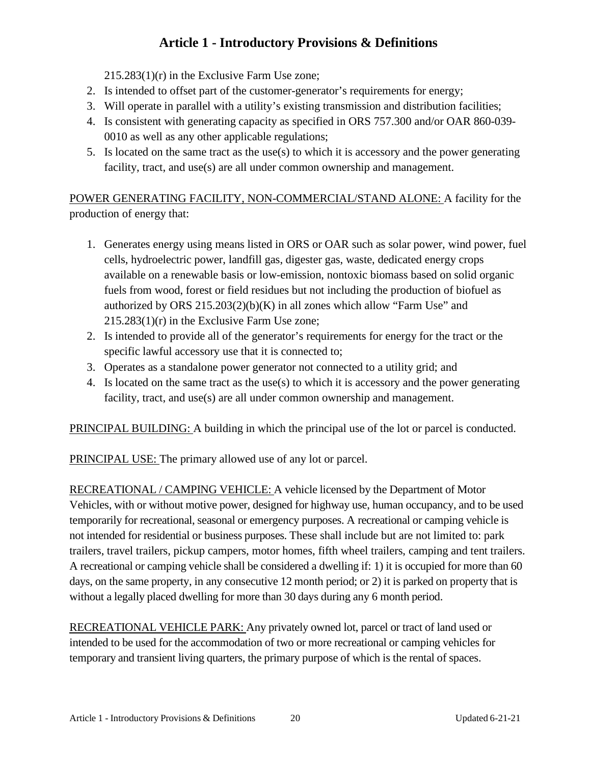215.283(1)(r) in the Exclusive Farm Use zone;

2. Is intended to offset part of the customer-generator's requirements for energy;
3. Will operate in parallel with a utility's existing transmission and distribution facilities;
4. Is consistent with generating capacity as specified in ORS 757.300 and/or OAR 860-039-0010 as well as any other applicable regulations;
5. Is located on the same tract as the use(s) to which it is accessory and the power generating facility, tract, and use(s) are all under common ownership and management.

<u>POWER GENERATING FACILITY, NON-COMMERCIAL/STAND ALONE:</u> A facility for the production of energy that:

1. Generates energy using means listed in ORS or OAR such as solar power, wind power, fuel cells, hydroelectric power, landfill gas, digester gas, waste, dedicated energy crops available on a renewable basis or low-emission, nontoxic biomass based on solid organic fuels from wood, forest or field residues but not including the production of biofuel as authorized by ORS 215.203(2)(b)(K) in all zones which allow "Farm Use" and 215.283(1)(r) in the Exclusive Farm Use zone;
2. Is intended to provide all of the generator's requirements for energy for the tract or the specific lawful accessory use that it is connected to;
3. Operates as a standalone power generator not connected to a utility grid; and
4. Is located on the same tract as the use(s) to which it is accessory and the power generating facility, tract, and use(s) are all under common ownership and management.

<u>PRINCIPAL BUILDING:</u> A building in which the principal use of the lot or parcel is conducted.

<u>PRINCIPAL USE:</u> The primary allowed use of any lot or parcel.

<u>RECREATIONAL / CAMPING VEHICLE:</u> A vehicle licensed by the Department of Motor Vehicles, with or without motive power, designed for highway use, human occupancy, and to be used temporarily for recreational, seasonal or emergency purposes. A recreational or camping vehicle is not intended for residential or business purposes. These shall include but are not limited to: park trailers, travel trailers, pickup campers, motor homes, fifth wheel trailers, camping and tent trailers. A recreational or camping vehicle shall be considered a dwelling if: 1) it is occupied for more than 60 days, on the same property, in any consecutive 12 month period; or 2) it is parked on property that is without a legally placed dwelling for more than 30 days during any 6 month period.

<u>RECREATIONAL VEHICLE PARK:</u> Any privately owned lot, parcel or tract of land used or intended to be used for the accommodation of two or more recreational or camping vehicles for temporary and transient living quarters, the primary purpose of which is the rental of spaces.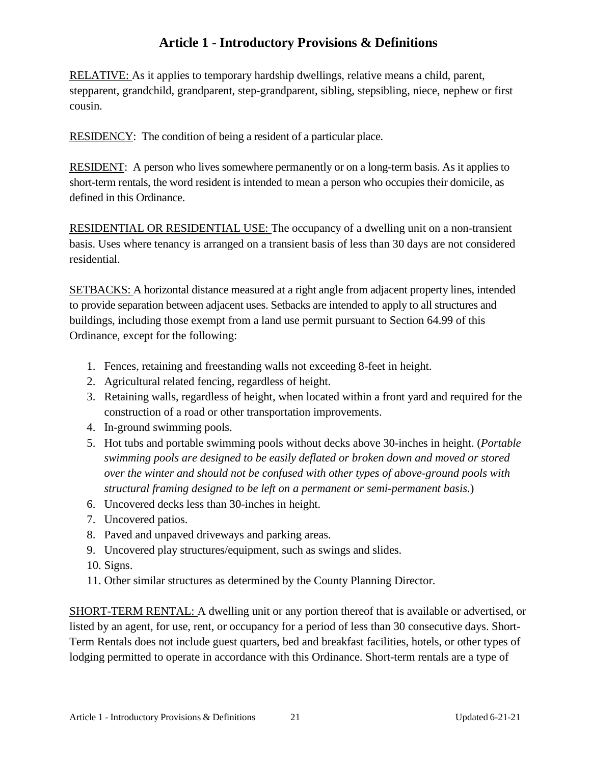RELATIVE: As it applies to temporary hardship dwellings, relative means a child, parent, stepparent, grandchild, grandparent, step-grandparent, sibling, stepsibling, niece, nephew or first cousin.

RESIDENCY: The condition of being a resident of a particular place.

RESIDENT: A person who lives somewhere permanently or on a long-term basis. As it applies to short-term rentals, the word resident is intended to mean a person who occupies their domicile, as defined in this Ordinance.

RESIDENTIAL OR RESIDENTIAL USE: The occupancy of a dwelling unit on a non-transient basis. Uses where tenancy is arranged on a transient basis of less than 30 days are not considered residential.

SETBACKS: A horizontal distance measured at a right angle from adjacent property lines, intended to provide separation between adjacent uses. Setbacks are intended to apply to all structures and buildings, including those exempt from a land use permit pursuant to Section 64.99 of this Ordinance, except for the following:

1. Fences, retaining and freestanding walls not exceeding 8-feet in height.
2. Agricultural related fencing, regardless of height.
3. Retaining walls, regardless of height, when located within a front yard and required for the construction of a road or other transportation improvements.
4. In-ground swimming pools.
5. Hot tubs and portable swimming pools without decks above 30-inches in height. (*Portable swimming pools are designed to be easily deflated or broken down and moved or stored over the winter and should not be confused with other types of above-ground pools with structural framing designed to be left on a permanent or semi-permanent basis.*)
6. Uncovered decks less than 30-inches in height.
7. Uncovered patios.
8. Paved and unpaved driveways and parking areas.
9. Uncovered play structures/equipment, such as swings and slides.
10. Signs.
11. Other similar structures as determined by the County Planning Director.

SHORT-TERM RENTAL: A dwelling unit or any portion thereof that is available or advertised, or listed by an agent, for use, rent, or occupancy for a period of less than 30 consecutive days. Short-Term Rentals does not include guest quarters, bed and breakfast facilities, hotels, or other types of lodging permitted to operate in accordance with this Ordinance. Short-term rentals are a type of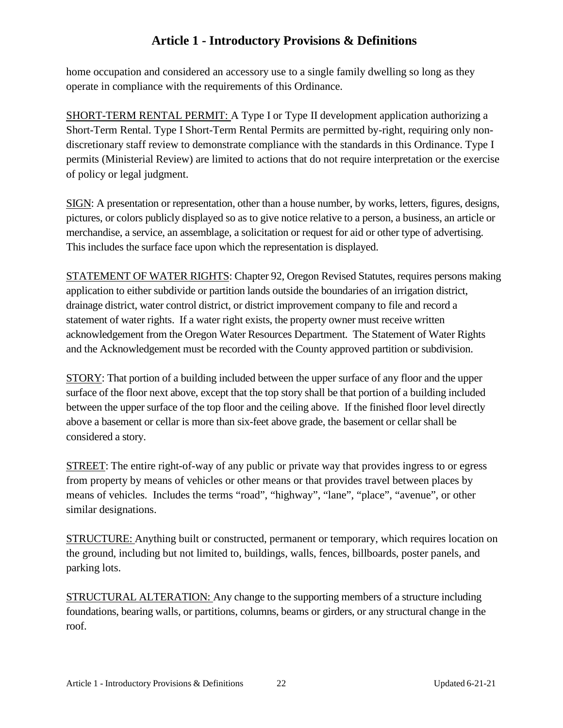home occupation and considered an accessory use to a single family dwelling so long as they operate in compliance with the requirements of this Ordinance.

SHORT-TERM RENTAL PERMIT: A Type I or Type II development application authorizing a Short-Term Rental. Type I Short-Term Rental Permits are permitted by-right, requiring only non-discretionary staff review to demonstrate compliance with the standards in this Ordinance. Type I permits (Ministerial Review) are limited to actions that do not require interpretation or the exercise of policy or legal judgment.

SIGN: A presentation or representation, other than a house number, by works, letters, figures, designs, pictures, or colors publicly displayed so as to give notice relative to a person, a business, an article or merchandise, a service, an assemblage, a solicitation or request for aid or other type of advertising. This includes the surface face upon which the representation is displayed.

STATEMENT OF WATER RIGHTS: Chapter 92, Oregon Revised Statutes, requires persons making application to either subdivide or partition lands outside the boundaries of an irrigation district, drainage district, water control district, or district improvement company to file and record a statement of water rights. If a water right exists, the property owner must receive written acknowledgement from the Oregon Water Resources Department. The Statement of Water Rights and the Acknowledgement must be recorded with the County approved partition or subdivision.

STORY: That portion of a building included between the upper surface of any floor and the upper surface of the floor next above, except that the top story shall be that portion of a building included between the upper surface of the top floor and the ceiling above. If the finished floor level directly above a basement or cellar is more than six-feet above grade, the basement or cellar shall be considered a story.

STREET: The entire right-of-way of any public or private way that provides ingress to or egress from property by means of vehicles or other means or that provides travel between places by means of vehicles. Includes the terms "road", "highway", "lane", "place", "avenue", or other similar designations.

STRUCTURE: Anything built or constructed, permanent or temporary, which requires location on the ground, including but not limited to, buildings, walls, fences, billboards, poster panels, and parking lots.

STRUCTURAL ALTERATION: Any change to the supporting members of a structure including foundations, bearing walls, or partitions, columns, beams or girders, or any structural change in the roof.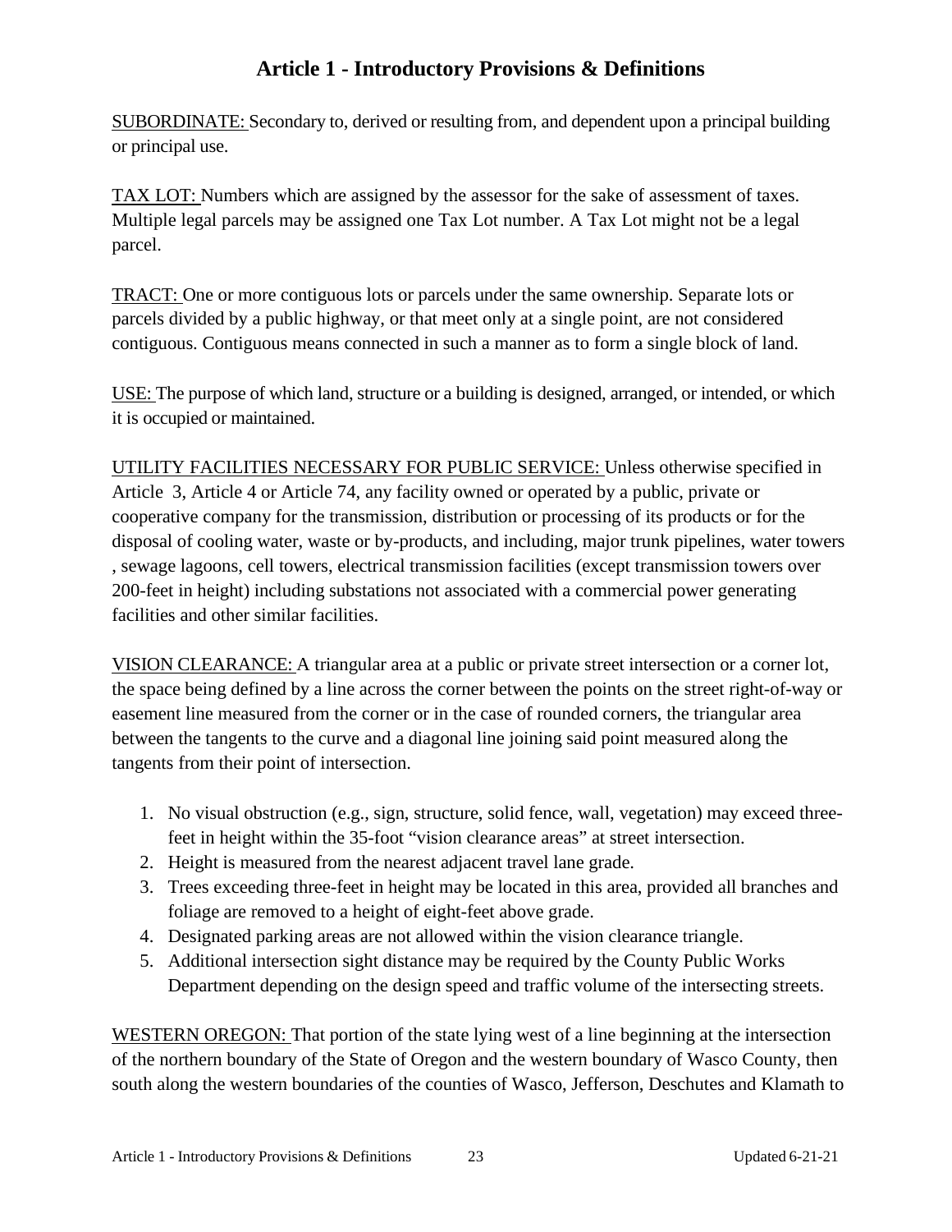SUBORDINATE: Secondary to, derived or resulting from, and dependent upon a principal building or principal use.

TAX LOT: Numbers which are assigned by the assessor for the sake of assessment of taxes. Multiple legal parcels may be assigned one Tax Lot number. A Tax Lot might not be a legal parcel.

TRACT: One or more contiguous lots or parcels under the same ownership. Separate lots or parcels divided by a public highway, or that meet only at a single point, are not considered contiguous. Contiguous means connected in such a manner as to form a single block of land.

USE: The purpose of which land, structure or a building is designed, arranged, or intended, or which it is occupied or maintained.

UTILITY FACILITIES NECESSARY FOR PUBLIC SERVICE: Unless otherwise specified in Article 3, Article 4 or Article 74, any facility owned or operated by a public, private or cooperative company for the transmission, distribution or processing of its products or for the disposal of cooling water, waste or by-products, and including, major trunk pipelines, water towers , sewage lagoons, cell towers, electrical transmission facilities (except transmission towers over 200-feet in height) including substations not associated with a commercial power generating facilities and other similar facilities.

VISION CLEARANCE: A triangular area at a public or private street intersection or a corner lot, the space being defined by a line across the corner between the points on the street right-of-way or easement line measured from the corner or in the case of rounded corners, the triangular area between the tangents to the curve and a diagonal line joining said point measured along the tangents from their point of intersection.

1. No visual obstruction (e.g., sign, structure, solid fence, wall, vegetation) may exceed three-feet in height within the 35-foot "vision clearance areas" at street intersection.
2. Height is measured from the nearest adjacent travel lane grade.
3. Trees exceeding three-feet in height may be located in this area, provided all branches and foliage are removed to a height of eight-feet above grade.
4. Designated parking areas are not allowed within the vision clearance triangle.
5. Additional intersection sight distance may be required by the County Public Works Department depending on the design speed and traffic volume of the intersecting streets.

WESTERN OREGON: That portion of the state lying west of a line beginning at the intersection of the northern boundary of the State of Oregon and the western boundary of Wasco County, then south along the western boundaries of the counties of Wasco, Jefferson, Deschutes and Klamath to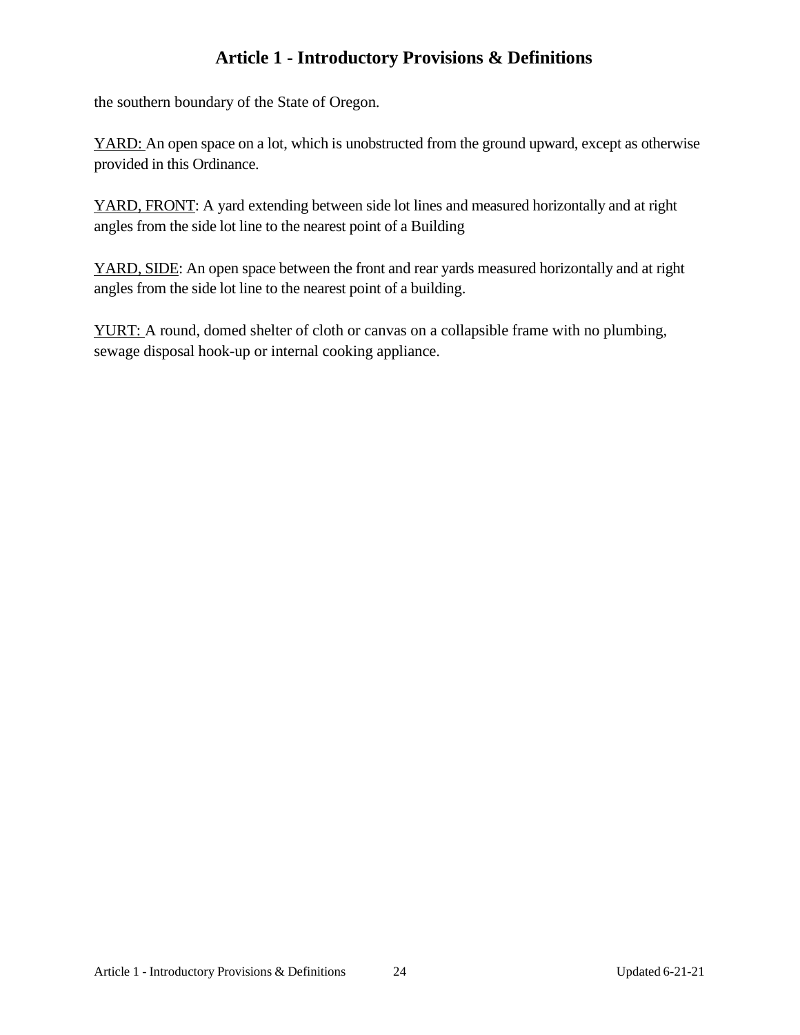the southern boundary of the State of Oregon.

YARD: An open space on a lot, which is unobstructed from the ground upward, except as otherwise provided in this Ordinance.

YARD, FRONT: A yard extending between side lot lines and measured horizontally and at right angles from the side lot line to the nearest point of a Building

YARD, SIDE: An open space between the front and rear yards measured horizontally and at right angles from the side lot line to the nearest point of a building.

YURT: A round, domed shelter of cloth or canvas on a collapsible frame with no plumbing, sewage disposal hook-up or internal cooking appliance.